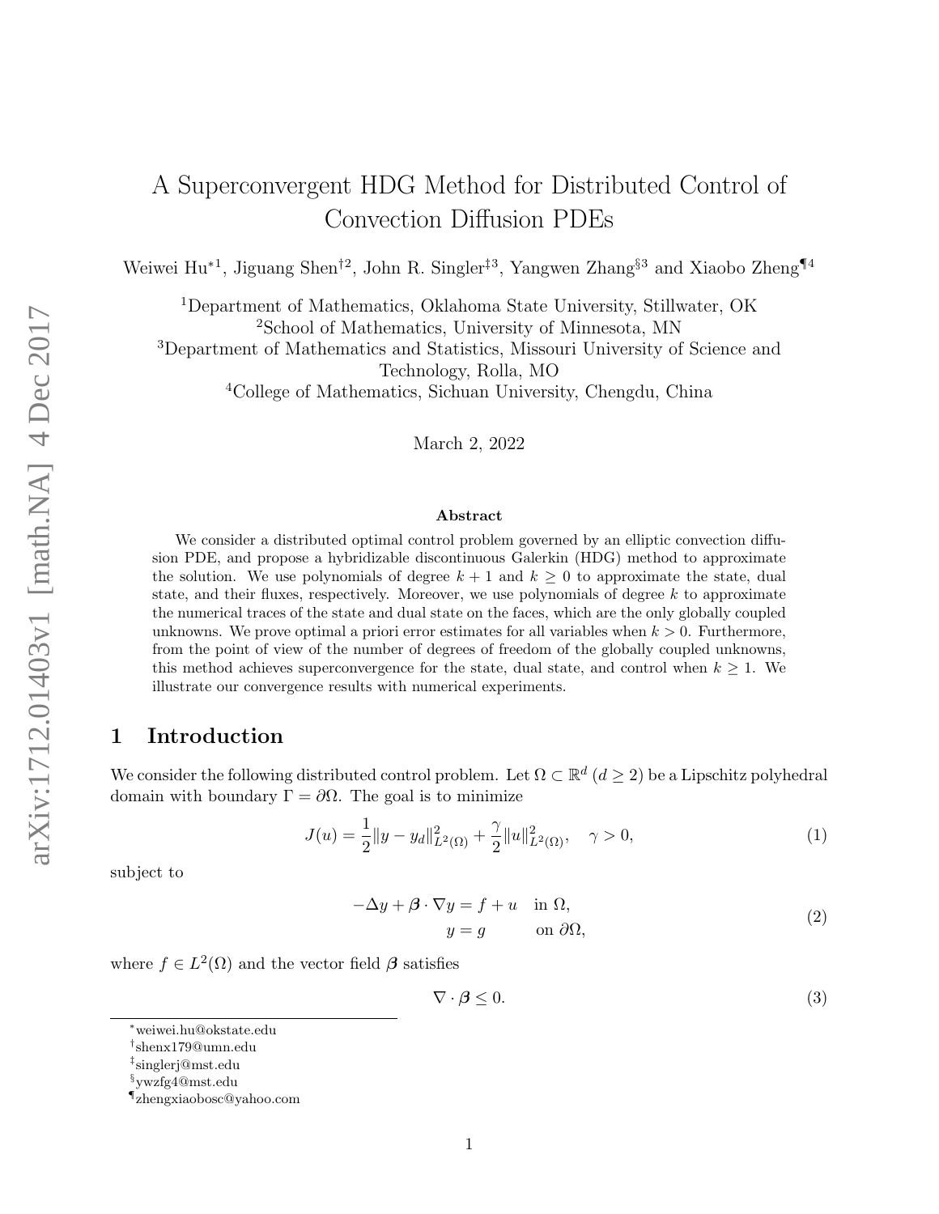# A Superconvergent HDG Method for Distributed Control of Convection Diffusion PDEs

Weiwei Hu[*1], Jiguang Shen[†2], John R. Singler[‡3], Yangwen Zhang[§3] and Xiaobo Zheng[¶4]

[1]Department of Mathematics, Oklahoma State University, Stillwater, OK
[2]School of Mathematics, University of Minnesota, MN
[3]Department of Mathematics and Statistics, Missouri University of Science and Technology, Rolla, MO
[4]College of Mathematics, Sichuan University, Chengdu, China

March 2, 2022

### Abstract

We consider a distributed optimal control problem governed by an elliptic convection diffusion PDE, and propose a hybridizable discontinuous Galerkin (HDG) method to approximate the solution. We use polynomials of degree $k+1$ and $k \geq 0$ to approximate the state, dual state, and their fluxes, respectively. Moreover, we use polynomials of degree $k$ to approximate the numerical traces of the state and dual state on the faces, which are the only globally coupled unknowns. We prove optimal a priori error estimates for all variables when $k > 0$. Furthermore, from the point of view of the number of degrees of freedom of the globally coupled unknowns, this method achieves superconvergence for the state, dual state, and control when $k \geq 1$. We illustrate our convergence results with numerical experiments.

## 1 Introduction

We consider the following distributed control problem. Let $\Omega \subset \mathbb{R}^d$ ($d \geq 2$) be a Lipschitz polyhedral domain with boundary $\Gamma = \partial\Omega$. The goal is to minimize

$$J(u) = \frac{1}{2}\|y - y_d\|^2_{L^2(\Omega)} + \frac{\gamma}{2}\|u\|^2_{L^2(\Omega)}, \quad \gamma > 0, \tag{1}$$

subject to

$$\begin{aligned} -\Delta y + \boldsymbol{\beta} \cdot \nabla y &= f + u \quad \text{in } \Omega, \\ y &= g \qquad\quad \text{on } \partial\Omega, \end{aligned} \tag{2}$$

where $f \in L^2(\Omega)$ and the vector field $\boldsymbol{\beta}$ satisfies

$$\nabla \cdot \boldsymbol{\beta} \leq 0. \tag{3}$$

---

[*]weiwei.hu@okstate.edu
[†]shenx179@umn.edu
[‡]singlerj@mst.edu
[§]ywzfg4@mst.edu
[¶]zhengxiaobosc@yahoo.com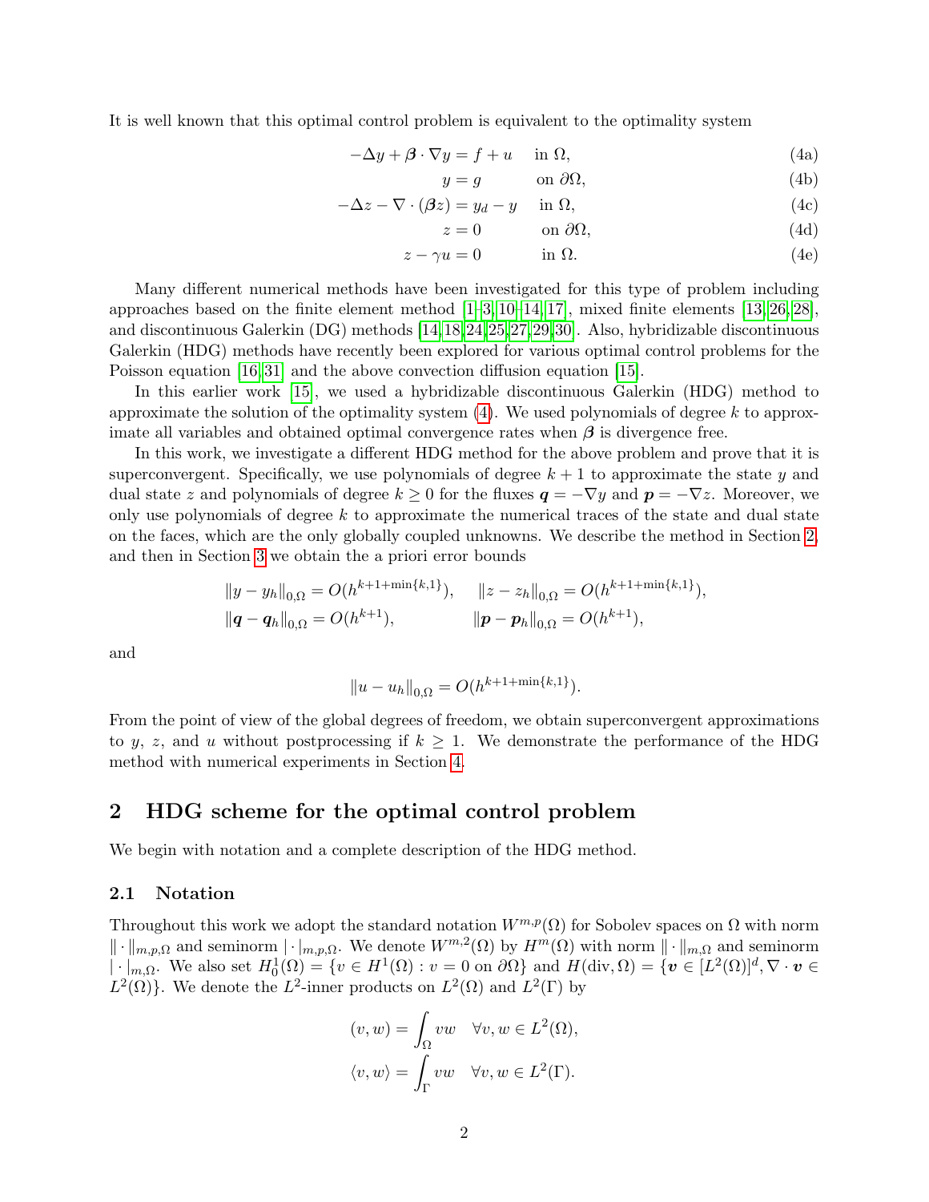It is well known that this optimal control problem is equivalent to the optimality system

$$
\begin{aligned}
-\Delta y + \boldsymbol{\beta} \cdot \nabla y &= f + u \quad && \text{in } \Omega, && \text{(4a)}\\
y &= g && \text{on } \partial\Omega, && \text{(4b)}\\
-\Delta z - \nabla \cdot (\boldsymbol{\beta} z) &= y_d - y && \text{in } \Omega, && \text{(4c)}\\
z &= 0 && \text{on } \partial\Omega, && \text{(4d)}\\
z - \gamma u &= 0 && \text{in } \Omega. && \text{(4e)}
\end{aligned}
$$

Many different numerical methods have been investigated for this type of problem including approaches based on the finite element method [1–3,10–14,17], mixed finite elements [13,26,28], and discontinuous Galerkin (DG) methods [14,18,24,25,27,29,30]. Also, hybridizable discontinuous Galerkin (HDG) methods have recently been explored for various optimal control problems for the Poisson equation [16,31] and the above convection diffusion equation [15].

In this earlier work [15], we used a hybridizable discontinuous Galerkin (HDG) method to approximate the solution of the optimality system (4). We used polynomials of degree $k$ to approximate all variables and obtained optimal convergence rates when $\boldsymbol{\beta}$ is divergence free.

In this work, we investigate a different HDG method for the above problem and prove that it is superconvergent. Specifically, we use polynomials of degree $k+1$ to approximate the state $y$ and dual state $z$ and polynomials of degree $k \geq 0$ for the fluxes $\boldsymbol{q} = -\nabla y$ and $\boldsymbol{p} = -\nabla z$. Moreover, we only use polynomials of degree $k$ to approximate the numerical traces of the state and dual state on the faces, which are the only globally coupled unknowns. We describe the method in Section 2, and then in Section 3 we obtain the a priori error bounds

$$
\begin{aligned}
\|y - y_h\|_{0,\Omega} &= O(h^{k+1+\min\{k,1\}}), \qquad & \|z - z_h\|_{0,\Omega} &= O(h^{k+1+\min\{k,1\}}),\\
\|\boldsymbol{q} - \boldsymbol{q}_h\|_{0,\Omega} &= O(h^{k+1}), & \|\boldsymbol{p} - \boldsymbol{p}_h\|_{0,\Omega} &= O(h^{k+1}),
\end{aligned}
$$

and

$$
\|u - u_h\|_{0,\Omega} = O(h^{k+1+\min\{k,1\}}).
$$

From the point of view of the global degrees of freedom, we obtain superconvergent approximations to $y$, $z$, and $u$ without postprocessing if $k \geq 1$. We demonstrate the performance of the HDG method with numerical experiments in Section 4.

## 2 HDG scheme for the optimal control problem

We begin with notation and a complete description of the HDG method.

### 2.1 Notation

Throughout this work we adopt the standard notation $W^{m,p}(\Omega)$ for Sobolev spaces on $\Omega$ with norm $\|\cdot\|_{m,p,\Omega}$ and seminorm $|\cdot|_{m,p,\Omega}$. We denote $W^{m,2}(\Omega)$ by $H^m(\Omega)$ with norm $\|\cdot\|_{m,\Omega}$ and seminorm $|\cdot|_{m,\Omega}$. We also set $H_0^1(\Omega) = \{v \in H^1(\Omega) : v = 0 \text{ on } \partial\Omega\}$ and $H(\text{div}, \Omega) = \{\boldsymbol{v} \in [L^2(\Omega)]^d, \nabla \cdot \boldsymbol{v} \in L^2(\Omega)\}$. We denote the $L^2$-inner products on $L^2(\Omega)$ and $L^2(\Gamma)$ by

$$
\begin{aligned}
(v, w) &= \int_\Omega vw \quad \forall v, w \in L^2(\Omega),\\
\langle v, w \rangle &= \int_\Gamma vw \quad \forall v, w \in L^2(\Gamma).
\end{aligned}
$$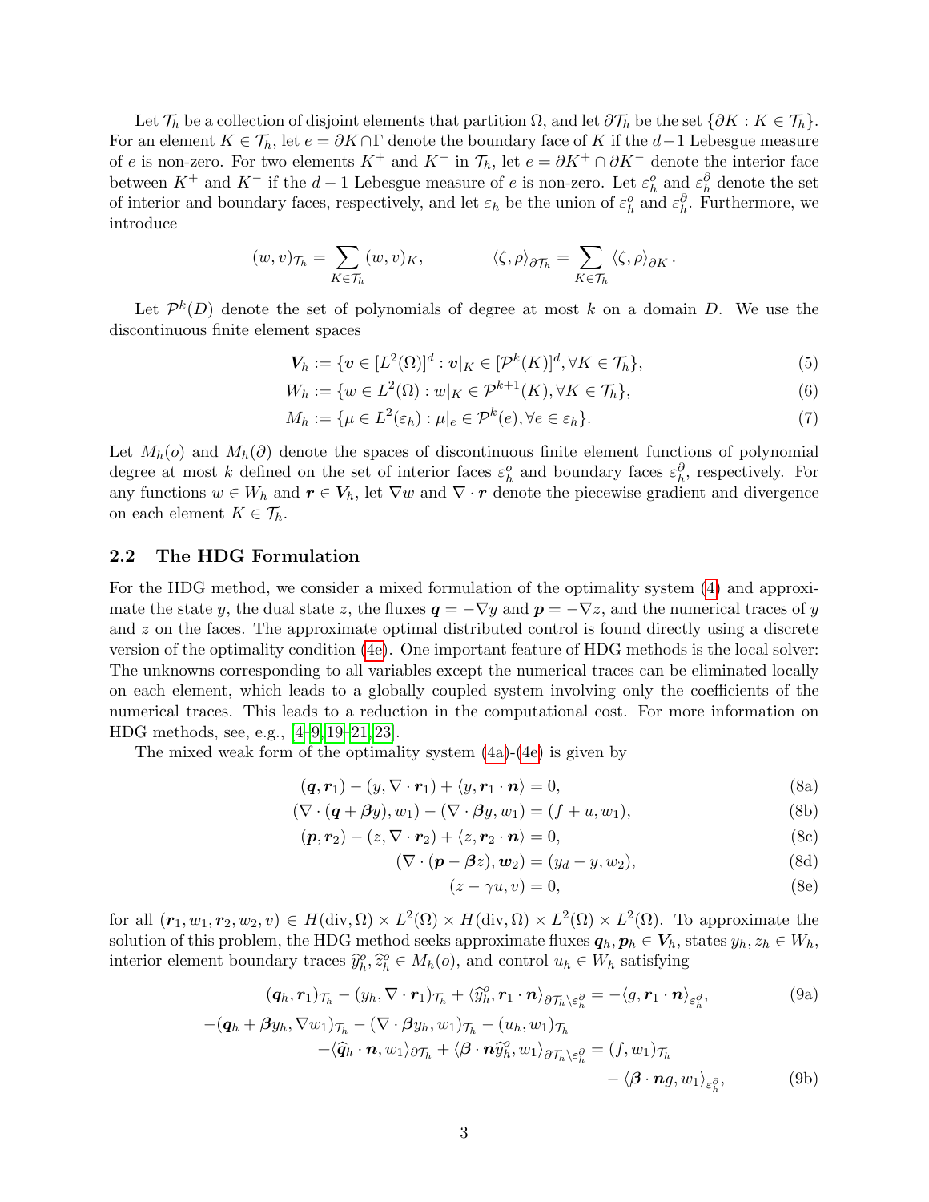Let $\mathcal{T}_h$ be a collection of disjoint elements that partition $\Omega$, and let $\partial\mathcal{T}_h$ be the set $\{\partial K : K \in \mathcal{T}_h\}$. For an element $K \in \mathcal{T}_h$, let $e = \partial K \cap \Gamma$ denote the boundary face of $K$ if the $d-1$ Lebesgue measure of $e$ is non-zero. For two elements $K^+$ and $K^-$ in $\mathcal{T}_h$, let $e = \partial K^+ \cap \partial K^-$ denote the interior face between $K^+$ and $K^-$ if the $d-1$ Lebesgue measure of $e$ is non-zero. Let $\varepsilon_h^o$ and $\varepsilon_h^\partial$ denote the set of interior and boundary faces, respectively, and let $\varepsilon_h$ be the union of $\varepsilon_h^o$ and $\varepsilon_h^\partial$. Furthermore, we introduce

$$(w, v)_{\mathcal{T}_h} = \sum_{K \in \mathcal{T}_h} (w, v)_K, \qquad \langle \zeta, \rho \rangle_{\partial\mathcal{T}_h} = \sum_{K \in \mathcal{T}_h} \langle \zeta, \rho \rangle_{\partial K}.$$

Let $\mathcal{P}^k(D)$ denote the set of polynomials of degree at most $k$ on a domain $D$. We use the discontinuous finite element spaces

$$\boldsymbol{V}_h := \{\boldsymbol{v} \in [L^2(\Omega)]^d : \boldsymbol{v}|_K \in [\mathcal{P}^k(K)]^d, \forall K \in \mathcal{T}_h\}, \tag{5}$$

$$W_h := \{w \in L^2(\Omega) : w|_K \in \mathcal{P}^{k+1}(K), \forall K \in \mathcal{T}_h\}, \tag{6}$$

$$M_h := \{\mu \in L^2(\varepsilon_h) : \mu|_e \in \mathcal{P}^k(e), \forall e \in \varepsilon_h\}. \tag{7}$$

Let $M_h(o)$ and $M_h(\partial)$ denote the spaces of discontinuous finite element functions of polynomial degree at most $k$ defined on the set of interior faces $\varepsilon_h^o$ and boundary faces $\varepsilon_h^\partial$, respectively. For any functions $w \in W_h$ and $\boldsymbol{r} \in \boldsymbol{V}_h$, let $\nabla w$ and $\nabla \cdot \boldsymbol{r}$ denote the piecewise gradient and divergence on each element $K \in \mathcal{T}_h$.

### 2.2 The HDG Formulation

For the HDG method, we consider a mixed formulation of the optimality system (4) and approximate the state $y$, the dual state $z$, the fluxes $\boldsymbol{q} = -\nabla y$ and $\boldsymbol{p} = -\nabla z$, and the numerical traces of $y$ and $z$ on the faces. The approximate optimal distributed control is found directly using a discrete version of the optimality condition (4e). One important feature of HDG methods is the local solver: The unknowns corresponding to all variables except the numerical traces can be eliminated locally on each element, which leads to a globally coupled system involving only the coefficients of the numerical traces. This leads to a reduction in the computational cost. For more information on HDG methods, see, e.g., [4–9, 19–21, 23].

The mixed weak form of the optimality system (4a)-(4e) is given by

$$(\boldsymbol{q}, \boldsymbol{r}_1) - (y, \nabla \cdot \boldsymbol{r}_1) + \langle y, \boldsymbol{r}_1 \cdot \boldsymbol{n} \rangle = 0, \tag{8a}$$

$$(\nabla \cdot (\boldsymbol{q} + \boldsymbol{\beta} y), w_1) - (\nabla \cdot \boldsymbol{\beta} y, w_1) = (f + u, w_1), \tag{8b}$$

$$(\boldsymbol{p}, \boldsymbol{r}_2) - (z, \nabla \cdot \boldsymbol{r}_2) + \langle z, \boldsymbol{r}_2 \cdot \boldsymbol{n} \rangle = 0, \tag{8c}$$

$$(\nabla \cdot (\boldsymbol{p} - \boldsymbol{\beta} z), \boldsymbol{w}_2) = (y_d - y, w_2), \tag{8d}$$

$$(z - \gamma u, v) = 0, \tag{8e}$$

for all $(\boldsymbol{r}_1, w_1, \boldsymbol{r}_2, w_2, v) \in H(\text{div}, \Omega) \times L^2(\Omega) \times H(\text{div}, \Omega) \times L^2(\Omega) \times L^2(\Omega)$. To approximate the solution of this problem, the HDG method seeks approximate fluxes $\boldsymbol{q}_h, \boldsymbol{p}_h \in \boldsymbol{V}_h$, states $y_h, z_h \in W_h$, interior element boundary traces $\widehat{y}_h^o, \widehat{z}_h^o \in M_h(o)$, and control $u_h \in W_h$ satisfying

$$(\boldsymbol{q}_h, \boldsymbol{r}_1)_{\mathcal{T}_h} - (y_h, \nabla \cdot \boldsymbol{r}_1)_{\mathcal{T}_h} + \langle \widehat{y}_h^o, \boldsymbol{r}_1 \cdot \boldsymbol{n} \rangle_{\partial\mathcal{T}_h \backslash \varepsilon_h^\partial} = -\langle g, \boldsymbol{r}_1 \cdot \boldsymbol{n} \rangle_{\varepsilon_h^\partial}, \tag{9a}$$

$$\begin{aligned}
-(\boldsymbol{q}_h + \boldsymbol{\beta} y_h, \nabla w_1)_{\mathcal{T}_h} - (\nabla \cdot \boldsymbol{\beta} y_h, w_1)_{\mathcal{T}_h} - (u_h, w_1)_{\mathcal{T}_h}& \\
+ \langle \widehat{\boldsymbol{q}}_h \cdot \boldsymbol{n}, w_1 \rangle_{\partial\mathcal{T}_h} + \langle \boldsymbol{\beta} \cdot \boldsymbol{n} \widehat{y}_h^o, w_1 \rangle_{\partial\mathcal{T}_h \backslash \varepsilon_h^\partial} &= (f, w_1)_{\mathcal{T}_h} \\
&\quad - \langle \boldsymbol{\beta} \cdot \boldsymbol{n} g, w_1 \rangle_{\varepsilon_h^\partial},
\end{aligned} \tag{9b}$$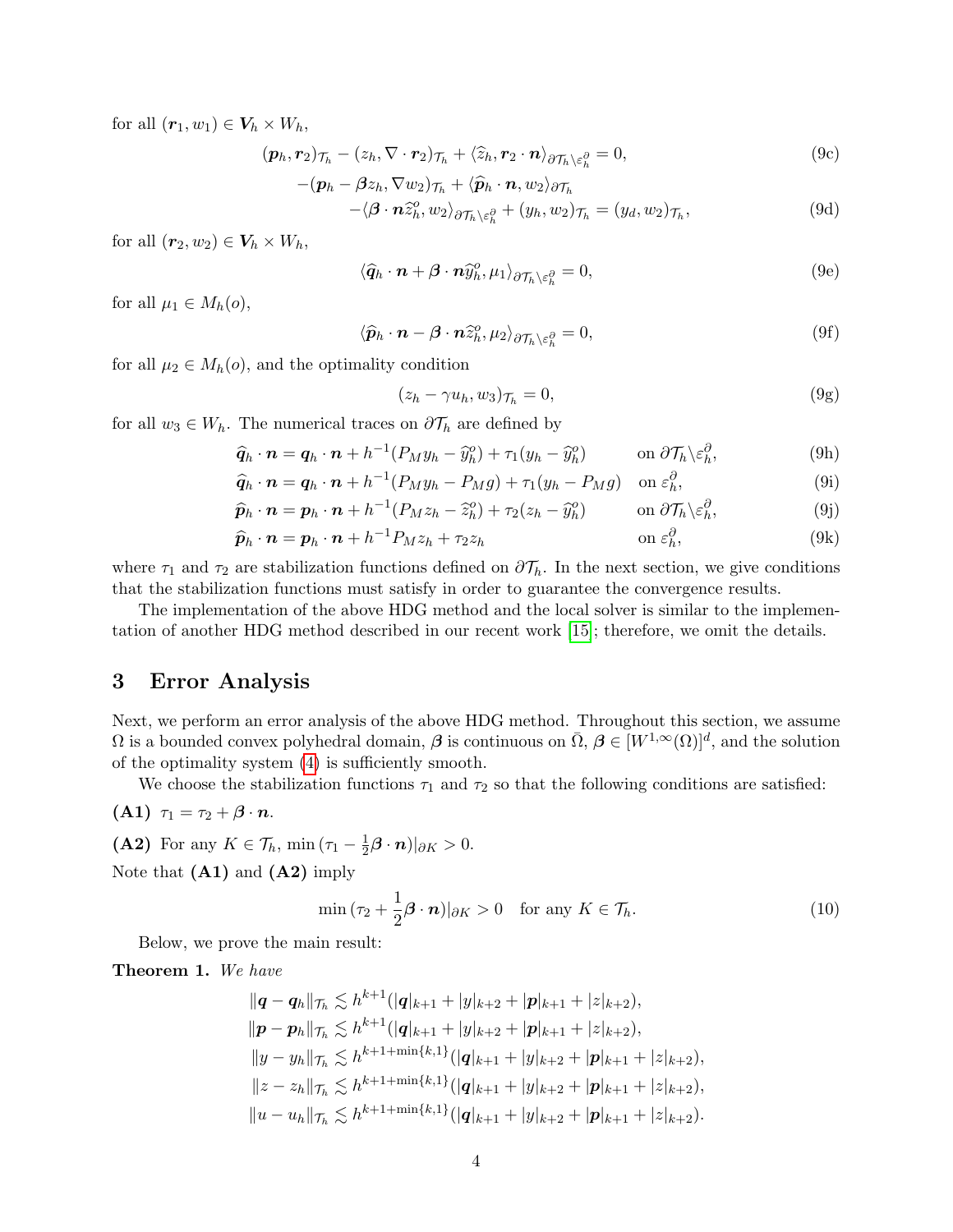for all $(\boldsymbol{r}_1, w_1) \in \boldsymbol{V}_h \times W_h$,

$$(\boldsymbol{p}_h, \boldsymbol{r}_2)_{\mathcal{T}_h} - (z_h, \nabla \cdot \boldsymbol{r}_2)_{\mathcal{T}_h} + \langle \widehat{z}_h, \boldsymbol{r}_2 \cdot \boldsymbol{n} \rangle_{\partial \mathcal{T}_h \backslash \varepsilon_h^\partial} = 0, \tag{9c}$$

$$\begin{aligned} -(\boldsymbol{p}_h - \boldsymbol{\beta} z_h, \nabla w_2)_{\mathcal{T}_h} + \langle \widehat{\boldsymbol{p}}_h \cdot \boldsymbol{n}, w_2 \rangle_{\partial \mathcal{T}_h} \\ - \langle \boldsymbol{\beta} \cdot \boldsymbol{n} \widehat{z}_h^o, w_2 \rangle_{\partial \mathcal{T}_h \backslash \varepsilon_h^\partial} + (y_h, w_2)_{\mathcal{T}_h} = (y_d, w_2)_{\mathcal{T}_h}, \end{aligned} \tag{9d}$$

for all $(\boldsymbol{r}_2, w_2) \in \boldsymbol{V}_h \times W_h$,

$$\langle \widehat{\boldsymbol{q}}_h \cdot \boldsymbol{n} + \boldsymbol{\beta} \cdot \boldsymbol{n} \widehat{y}_h^o, \mu_1 \rangle_{\partial \mathcal{T}_h \backslash \varepsilon_h^\partial} = 0, \tag{9e}$$

for all $\mu_1 \in M_h(o)$,

$$\langle \widehat{\boldsymbol{p}}_h \cdot \boldsymbol{n} - \boldsymbol{\beta} \cdot \boldsymbol{n} \widehat{z}_h^o, \mu_2 \rangle_{\partial \mathcal{T}_h \backslash \varepsilon_h^\partial} = 0, \tag{9f}$$

for all $\mu_2 \in M_h(o)$, and the optimality condition

$$(z_h - \gamma u_h, w_3)_{\mathcal{T}_h} = 0, \tag{9g}$$

for all $w_3 \in W_h$. The numerical traces on $\partial \mathcal{T}_h$ are defined by

$$\widehat{\boldsymbol{q}}_h \cdot \boldsymbol{n} = \boldsymbol{q}_h \cdot \boldsymbol{n} + h^{-1}(P_M y_h - \widehat{y}_h^o) + \tau_1 (y_h - \widehat{y}_h^o) \qquad \text{on } \partial \mathcal{T}_h \backslash \varepsilon_h^\partial, \tag{9h}$$

$$\widehat{\boldsymbol{q}}_h \cdot \boldsymbol{n} = \boldsymbol{q}_h \cdot \boldsymbol{n} + h^{-1}(P_M y_h - P_M g) + \tau_1 (y_h - P_M g) \quad \text{on } \varepsilon_h^\partial, \tag{9i}$$

$$\widehat{\boldsymbol{p}}_h \cdot \boldsymbol{n} = \boldsymbol{p}_h \cdot \boldsymbol{n} + h^{-1}(P_M z_h - \widehat{z}_h^o) + \tau_2 (z_h - \widehat{y}_h^o) \qquad \text{on } \partial \mathcal{T}_h \backslash \varepsilon_h^\partial, \tag{9j}$$

$$\widehat{\boldsymbol{p}}_h \cdot \boldsymbol{n} = \boldsymbol{p}_h \cdot \boldsymbol{n} + h^{-1} P_M z_h + \tau_2 z_h \qquad \text{on } \varepsilon_h^\partial, \tag{9k}$$

where $\tau_1$ and $\tau_2$ are stabilization functions defined on $\partial \mathcal{T}_h$. In the next section, we give conditions that the stabilization functions must satisfy in order to guarantee the convergence results.

The implementation of the above HDG method and the local solver is similar to the implementation of another HDG method described in our recent work [15]; therefore, we omit the details.

# 3 Error Analysis

Next, we perform an error analysis of the above HDG method. Throughout this section, we assume $\Omega$ is a bounded convex polyhedral domain, $\boldsymbol{\beta}$ is continuous on $\bar{\Omega}$, $\boldsymbol{\beta} \in [W^{1,\infty}(\Omega)]^d$, and the solution of the optimality system (4) is sufficiently smooth.

We choose the stabilization functions $\tau_1$ and $\tau_2$ so that the following conditions are satisfied:

**(A1)** $\tau_1 = \tau_2 + \boldsymbol{\beta} \cdot \boldsymbol{n}$.

**(A2)** For any $K \in \mathcal{T}_h$, $\min{(\tau_1 - \frac{1}{2} \boldsymbol{\beta} \cdot \boldsymbol{n})}|_{\partial K} > 0$.

Note that **(A1)** and **(A2)** imply

$$\min{(\tau_2 + \frac{1}{2} \boldsymbol{\beta} \cdot \boldsymbol{n})}|_{\partial K} > 0 \quad \text{for any } K \in \mathcal{T}_h. \tag{10}$$

Below, we prove the main result:

**Theorem 1.** *We have*

$$\begin{aligned}
\|\boldsymbol{q} - \boldsymbol{q}_h\|_{\mathcal{T}_h} &\lesssim h^{k+1}(|\boldsymbol{q}|_{k+1} + |y|_{k+2} + |\boldsymbol{p}|_{k+1} + |z|_{k+2}), \\
\|\boldsymbol{p} - \boldsymbol{p}_h\|_{\mathcal{T}_h} &\lesssim h^{k+1}(|\boldsymbol{q}|_{k+1} + |y|_{k+2} + |\boldsymbol{p}|_{k+1} + |z|_{k+2}), \\
\|y - y_h\|_{\mathcal{T}_h} &\lesssim h^{k+1+\min\{k,1\}}(|\boldsymbol{q}|_{k+1} + |y|_{k+2} + |\boldsymbol{p}|_{k+1} + |z|_{k+2}), \\
\|z - z_h\|_{\mathcal{T}_h} &\lesssim h^{k+1+\min\{k,1\}}(|\boldsymbol{q}|_{k+1} + |y|_{k+2} + |\boldsymbol{p}|_{k+1} + |z|_{k+2}), \\
\|u - u_h\|_{\mathcal{T}_h} &\lesssim h^{k+1+\min\{k,1\}}(|\boldsymbol{q}|_{k+1} + |y|_{k+2} + |\boldsymbol{p}|_{k+1} + |z|_{k+2}).
\end{aligned}$$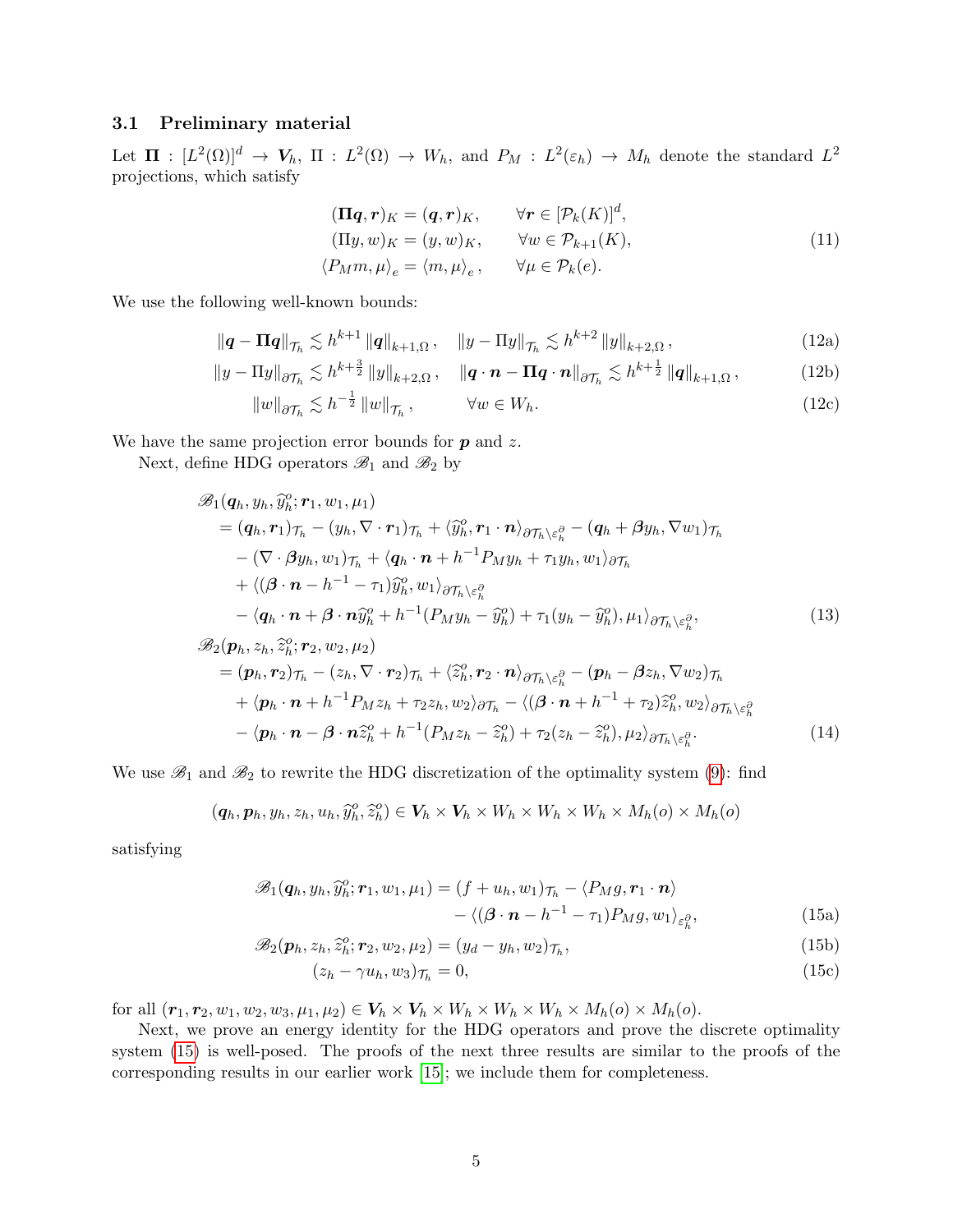### 3.1 Preliminary material

Let $\boldsymbol{\Pi} : [L^2(\Omega)]^d \to \boldsymbol{V}_h$, $\Pi : L^2(\Omega) \to W_h$, and $P_M : L^2(\varepsilon_h) \to M_h$ denote the standard $L^2$ projections, which satisfy

$$
\begin{aligned}
(\boldsymbol{\Pi q}, \boldsymbol{r})_K &= (\boldsymbol{q}, \boldsymbol{r})_K, \qquad \forall \boldsymbol{r} \in [\mathcal{P}_k(K)]^d,\\
(\Pi y, w)_K &= (y, w)_K, \qquad \forall w \in \mathcal{P}_{k+1}(K),\\
\langle P_M m, \mu \rangle_e &= \langle m, \mu \rangle_e, \qquad \forall \mu \in \mathcal{P}_k(e).
\end{aligned} \tag{11}
$$

We use the following well-known bounds:

$$
\|\boldsymbol{q} - \boldsymbol{\Pi q}\|_{\mathcal{T}_h} \lesssim h^{k+1} \|\boldsymbol{q}\|_{k+1,\Omega}, \quad \|y - \Pi y\|_{\mathcal{T}_h} \lesssim h^{k+2} \|y\|_{k+2,\Omega}, \tag{12a}
$$

$$
\|y - \Pi y\|_{\partial\mathcal{T}_h} \lesssim h^{k+\frac{3}{2}} \|y\|_{k+2,\Omega}, \quad \|\boldsymbol{q}\cdot\boldsymbol{n} - \boldsymbol{\Pi q}\cdot\boldsymbol{n}\|_{\partial\mathcal{T}_h} \lesssim h^{k+\frac{1}{2}} \|\boldsymbol{q}\|_{k+1,\Omega}, \tag{12b}
$$

$$
\|w\|_{\partial\mathcal{T}_h} \lesssim h^{-\frac{1}{2}} \|w\|_{\mathcal{T}_h}, \qquad \forall w \in W_h. \tag{12c}
$$

We have the same projection error bounds for $\boldsymbol{p}$ and $z$.

Next, define HDG operators $\mathscr{B}_1$ and $\mathscr{B}_2$ by

$$
\begin{aligned}
&\mathscr{B}_1(\boldsymbol{q}_h, y_h, \widehat{y}_h^o; \boldsymbol{r}_1, w_1, \mu_1)\\
&\quad= (\boldsymbol{q}_h, \boldsymbol{r}_1)_{\mathcal{T}_h} - (y_h, \nabla\cdot\boldsymbol{r}_1)_{\mathcal{T}_h} + \langle \widehat{y}_h^o, \boldsymbol{r}_1\cdot\boldsymbol{n}\rangle_{\partial\mathcal{T}_h\backslash\varepsilon_h^\partial} - (\boldsymbol{q}_h + \boldsymbol{\beta} y_h, \nabla w_1)_{\mathcal{T}_h}\\
&\qquad - (\nabla\cdot\boldsymbol{\beta} y_h, w_1)_{\mathcal{T}_h} + \langle \boldsymbol{q}_h\cdot\boldsymbol{n} + h^{-1} P_M y_h + \tau_1 y_h, w_1\rangle_{\partial\mathcal{T}_h}\\
&\qquad + \langle (\boldsymbol{\beta}\cdot\boldsymbol{n} - h^{-1} - \tau_1)\widehat{y}_h^o, w_1\rangle_{\partial\mathcal{T}_h\backslash\varepsilon_h^\partial}\\
&\qquad - \langle \boldsymbol{q}_h\cdot\boldsymbol{n} + \boldsymbol{\beta}\cdot\boldsymbol{n}\widehat{y}_h^o + h^{-1}(P_M y_h - \widehat{y}_h^o) + \tau_1(y_h - \widehat{y}_h^o), \mu_1\rangle_{\partial\mathcal{T}_h\backslash\varepsilon_h^\partial},
\end{aligned} \tag{13}
$$

$$
\begin{aligned}
&\mathscr{B}_2(\boldsymbol{p}_h, z_h, \widehat{z}_h^o; \boldsymbol{r}_2, w_2, \mu_2)\\
&\quad= (\boldsymbol{p}_h, \boldsymbol{r}_2)_{\mathcal{T}_h} - (z_h, \nabla\cdot\boldsymbol{r}_2)_{\mathcal{T}_h} + \langle \widehat{z}_h^o, \boldsymbol{r}_2\cdot\boldsymbol{n}\rangle_{\partial\mathcal{T}_h\backslash\varepsilon_h^\partial} - (\boldsymbol{p}_h - \boldsymbol{\beta} z_h, \nabla w_2)_{\mathcal{T}_h}\\
&\qquad + \langle \boldsymbol{p}_h\cdot\boldsymbol{n} + h^{-1} P_M z_h + \tau_2 z_h, w_2\rangle_{\partial\mathcal{T}_h} - \langle (\boldsymbol{\beta}\cdot\boldsymbol{n} + h^{-1} + \tau_2)\widehat{z}_h^o, w_2\rangle_{\partial\mathcal{T}_h\backslash\varepsilon_h^\partial}\\
&\qquad - \langle \boldsymbol{p}_h\cdot\boldsymbol{n} - \boldsymbol{\beta}\cdot\boldsymbol{n}\widehat{z}_h^o + h^{-1}(P_M z_h - \widehat{z}_h^o) + \tau_2(z_h - \widehat{z}_h^o), \mu_2\rangle_{\partial\mathcal{T}_h\backslash\varepsilon_h^\partial}.
\end{aligned} \tag{14}
$$

We use $\mathscr{B}_1$ and $\mathscr{B}_2$ to rewrite the HDG discretization of the optimality system (9): find

$$
(\boldsymbol{q}_h, \boldsymbol{p}_h, y_h, z_h, u_h, \widehat{y}_h^o, \widehat{z}_h^o) \in \boldsymbol{V}_h \times \boldsymbol{V}_h \times W_h \times W_h \times W_h \times M_h(o) \times M_h(o)
$$

satisfying

$$
\begin{aligned}
\mathscr{B}_1(\boldsymbol{q}_h, y_h, \widehat{y}_h^o; \boldsymbol{r}_1, w_1, \mu_1) &= (f + u_h, w_1)_{\mathcal{T}_h} - \langle P_M g, \boldsymbol{r}_1\cdot\boldsymbol{n}\rangle\\
&\quad - \langle (\boldsymbol{\beta}\cdot\boldsymbol{n} - h^{-1} - \tau_1) P_M g, w_1\rangle_{\varepsilon_h^\partial},
\end{aligned} \tag{15a}
$$

$$
\mathscr{B}_2(\boldsymbol{p}_h, z_h, \widehat{z}_h^o; \boldsymbol{r}_2, w_2, \mu_2) = (y_d - y_h, w_2)_{\mathcal{T}_h}, \tag{15b}
$$

$$
(z_h - \gamma u_h, w_3)_{\mathcal{T}_h} = 0, \tag{15c}
$$

for all $(\boldsymbol{r}_1, \boldsymbol{r}_2, w_1, w_2, w_3, \mu_1, \mu_2) \in \boldsymbol{V}_h \times \boldsymbol{V}_h \times W_h \times W_h \times W_h \times M_h(o) \times M_h(o)$.

Next, we prove an energy identity for the HDG operators and prove the discrete optimality system (15) is well-posed. The proofs of the next three results are similar to the proofs of the corresponding results in our earlier work [15]; we include them for completeness.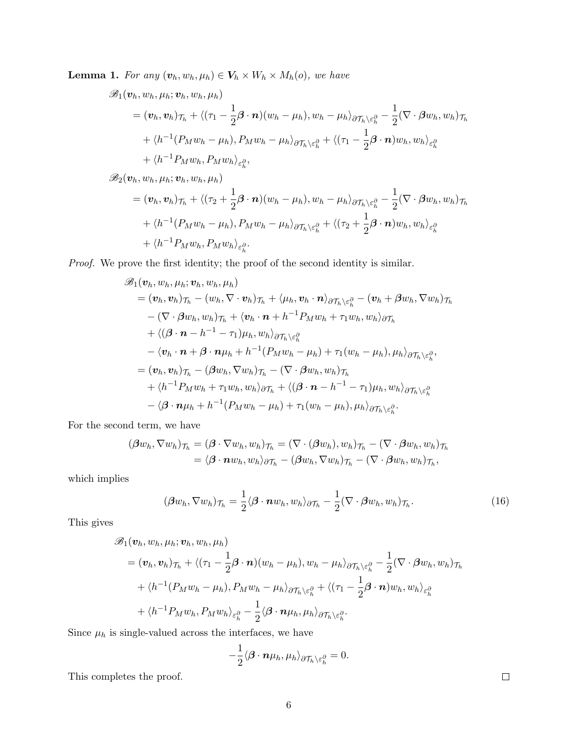**Lemma 1.** *For any $(\boldsymbol{v}_h, w_h, \mu_h) \in \boldsymbol{V}_h \times W_h \times M_h(o)$, we have*

$$
\begin{aligned}
&\mathscr{B}_1(\boldsymbol{v}_h, w_h, \mu_h; \boldsymbol{v}_h, w_h, \mu_h)\\
&= (\boldsymbol{v}_h, \boldsymbol{v}_h)_{\mathcal{T}_h} + \langle (\tau_1 - \frac{1}{2}\boldsymbol{\beta}\cdot\boldsymbol{n})(w_h - \mu_h), w_h - \mu_h\rangle_{\partial\mathcal{T}_h\setminus\varepsilon_h^\partial} - \frac{1}{2}(\nabla\cdot\boldsymbol{\beta} w_h, w_h)_{\mathcal{T}_h}\\
&\quad + \langle h^{-1}(P_M w_h - \mu_h), P_M w_h - \mu_h\rangle_{\partial\mathcal{T}_h\setminus\varepsilon_h^\partial} + \langle (\tau_1 - \frac{1}{2}\boldsymbol{\beta}\cdot\boldsymbol{n}) w_h, w_h\rangle_{\varepsilon_h^\partial}\\
&\quad + \langle h^{-1} P_M w_h, P_M w_h\rangle_{\varepsilon_h^\partial},\\
&\mathscr{B}_2(\boldsymbol{v}_h, w_h, \mu_h; \boldsymbol{v}_h, w_h, \mu_h)\\
&= (\boldsymbol{v}_h, \boldsymbol{v}_h)_{\mathcal{T}_h} + \langle (\tau_2 + \frac{1}{2}\boldsymbol{\beta}\cdot\boldsymbol{n})(w_h - \mu_h), w_h - \mu_h\rangle_{\partial\mathcal{T}_h\setminus\varepsilon_h^\partial} - \frac{1}{2}(\nabla\cdot\boldsymbol{\beta} w_h, w_h)_{\mathcal{T}_h}\\
&\quad + \langle h^{-1}(P_M w_h - \mu_h), P_M w_h - \mu_h\rangle_{\partial\mathcal{T}_h\setminus\varepsilon_h^\partial} + \langle (\tau_2 + \frac{1}{2}\boldsymbol{\beta}\cdot\boldsymbol{n}) w_h, w_h\rangle_{\varepsilon_h^\partial}\\
&\quad + \langle h^{-1} P_M w_h, P_M w_h\rangle_{\varepsilon_h^\partial}.
\end{aligned}
$$

*Proof.* We prove the first identity; the proof of the second identity is similar.

$$
\begin{aligned}
&\mathscr{B}_1(\boldsymbol{v}_h, w_h, \mu_h; \boldsymbol{v}_h, w_h, \mu_h)\\
&= (\boldsymbol{v}_h, \boldsymbol{v}_h)_{\mathcal{T}_h} - (w_h, \nabla\cdot\boldsymbol{v}_h)_{\mathcal{T}_h} + \langle \mu_h, \boldsymbol{v}_h\cdot\boldsymbol{n}\rangle_{\partial\mathcal{T}_h\setminus\varepsilon_h^\partial} - (\boldsymbol{v}_h + \boldsymbol{\beta} w_h, \nabla w_h)_{\mathcal{T}_h}\\
&\quad - (\nabla\cdot\boldsymbol{\beta} w_h, w_h)_{\mathcal{T}_h} + \langle \boldsymbol{v}_h\cdot\boldsymbol{n} + h^{-1}P_M w_h + \tau_1 w_h, w_h\rangle_{\partial\mathcal{T}_h}\\
&\quad + \langle (\boldsymbol{\beta}\cdot\boldsymbol{n} - h^{-1} - \tau_1)\mu_h, w_h\rangle_{\partial\mathcal{T}_h\setminus\varepsilon_h^\partial}\\
&\quad - \langle \boldsymbol{v}_h\cdot\boldsymbol{n} + \boldsymbol{\beta}\cdot\boldsymbol{n}\mu_h + h^{-1}(P_M w_h - \mu_h) + \tau_1(w_h - \mu_h), \mu_h\rangle_{\partial\mathcal{T}_h\setminus\varepsilon_h^\partial},\\
&= (\boldsymbol{v}_h, \boldsymbol{v}_h)_{\mathcal{T}_h} - (\boldsymbol{\beta} w_h, \nabla w_h)_{\mathcal{T}_h} - (\nabla\cdot\boldsymbol{\beta} w_h, w_h)_{\mathcal{T}_h}\\
&\quad + \langle h^{-1}P_M w_h + \tau_1 w_h, w_h\rangle_{\partial\mathcal{T}_h} + \langle (\boldsymbol{\beta}\cdot\boldsymbol{n} - h^{-1} - \tau_1)\mu_h, w_h\rangle_{\partial\mathcal{T}_h\setminus\varepsilon_h^\partial}\\
&\quad - \langle \boldsymbol{\beta}\cdot\boldsymbol{n}\mu_h + h^{-1}(P_M w_h - \mu_h) + \tau_1(w_h - \mu_h), \mu_h\rangle_{\partial\mathcal{T}_h\setminus\varepsilon_h^\partial}.
\end{aligned}
$$

For the second term, we have

$$
\begin{aligned}
(\boldsymbol{\beta} w_h, \nabla w_h)_{\mathcal{T}_h} &= (\boldsymbol{\beta}\cdot\nabla w_h, w_h)_{\mathcal{T}_h} = (\nabla\cdot(\boldsymbol{\beta} w_h), w_h)_{\mathcal{T}_h} - (\nabla\cdot\boldsymbol{\beta} w_h, w_h)_{\mathcal{T}_h}\\
&= \langle \boldsymbol{\beta}\cdot\boldsymbol{n} w_h, w_h\rangle_{\partial\mathcal{T}_h} - (\boldsymbol{\beta} w_h, \nabla w_h)_{\mathcal{T}_h} - (\nabla\cdot\boldsymbol{\beta} w_h, w_h)_{\mathcal{T}_h},
\end{aligned}
$$

which implies

$$
(\boldsymbol{\beta} w_h, \nabla w_h)_{\mathcal{T}_h} = \frac{1}{2}\langle \boldsymbol{\beta}\cdot\boldsymbol{n} w_h, w_h\rangle_{\partial\mathcal{T}_h} - \frac{1}{2}(\nabla\cdot\boldsymbol{\beta} w_h, w_h)_{\mathcal{T}_h}. \tag{16}
$$

This gives

$$
\begin{aligned}
&\mathscr{B}_1(\boldsymbol{v}_h, w_h, \mu_h; \boldsymbol{v}_h, w_h, \mu_h)\\
&= (\boldsymbol{v}_h, \boldsymbol{v}_h)_{\mathcal{T}_h} + \langle (\tau_1 - \frac{1}{2}\boldsymbol{\beta}\cdot\boldsymbol{n})(w_h - \mu_h), w_h - \mu_h\rangle_{\partial\mathcal{T}_h\setminus\varepsilon_h^\partial} - \frac{1}{2}(\nabla\cdot\boldsymbol{\beta} w_h, w_h)_{\mathcal{T}_h}\\
&\quad + \langle h^{-1}(P_M w_h - \mu_h), P_M w_h - \mu_h\rangle_{\partial\mathcal{T}_h\setminus\varepsilon_h^\partial} + \langle (\tau_1 - \frac{1}{2}\boldsymbol{\beta}\cdot\boldsymbol{n}) w_h, w_h\rangle_{\varepsilon_h^\partial}\\
&\quad + \langle h^{-1} P_M w_h, P_M w_h\rangle_{\varepsilon_h^\partial} - \frac{1}{2}\langle \boldsymbol{\beta}\cdot\boldsymbol{n}\mu_h, \mu_h\rangle_{\partial\mathcal{T}_h\setminus\varepsilon_h^\partial}.
\end{aligned}
$$

Since $\mu_h$ is single-valued across the interfaces, we have

$$
-\frac{1}{2}\langle \boldsymbol{\beta}\cdot\boldsymbol{n}\mu_h, \mu_h\rangle_{\partial\mathcal{T}_h\setminus\varepsilon_h^\partial} = 0.
$$

This completes the proof. $\square$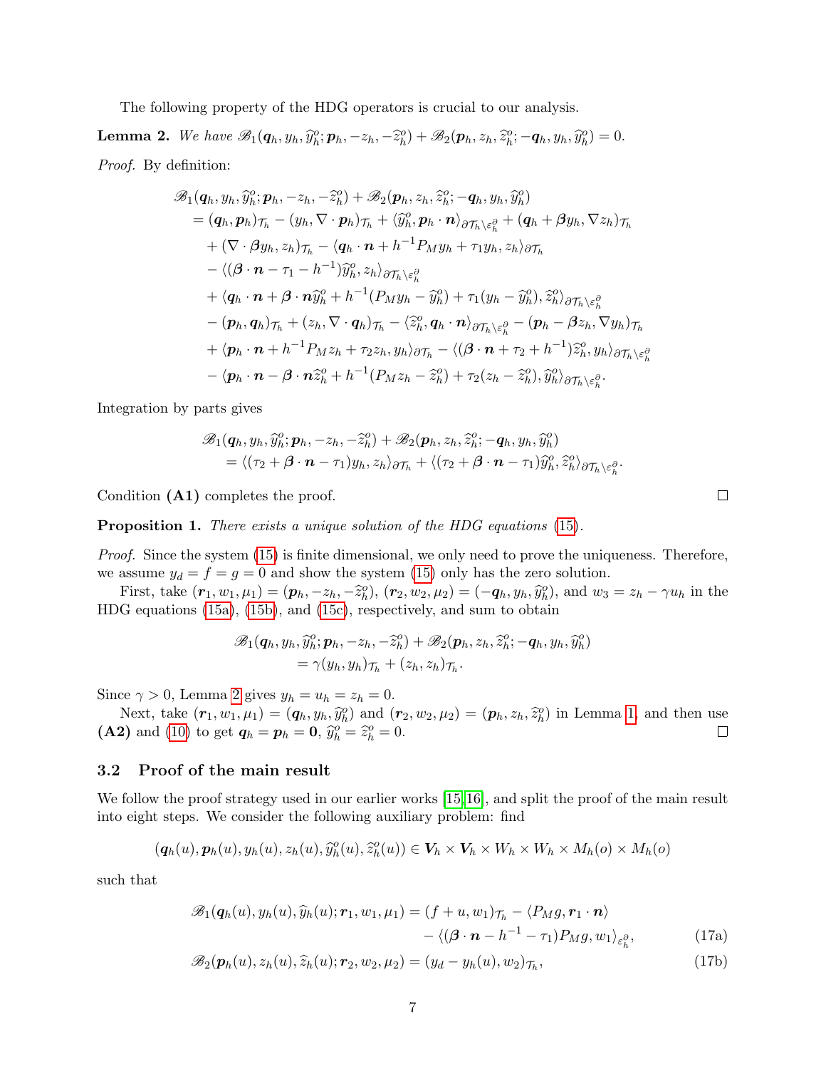The following property of the HDG operators is crucial to our analysis.

**Lemma 2.** *We have* $\mathscr{B}_1(\boldsymbol{q}_h, y_h, \widehat{y}_h^o; \boldsymbol{p}_h, -z_h, -\widehat{z}_h^o) + \mathscr{B}_2(\boldsymbol{p}_h, z_h, \widehat{z}_h^o; -\boldsymbol{q}_h, y_h, \widehat{y}_h^o) = 0$.

*Proof.* By definition:

$$
\begin{aligned}
&\mathscr{B}_1(\boldsymbol{q}_h, y_h, \widehat{y}_h^o; \boldsymbol{p}_h, -z_h, -\widehat{z}_h^o) + \mathscr{B}_2(\boldsymbol{p}_h, z_h, \widehat{z}_h^o; -\boldsymbol{q}_h, y_h, \widehat{y}_h^o) \\
&= (\boldsymbol{q}_h, \boldsymbol{p}_h)_{\mathcal{T}_h} - (y_h, \nabla \cdot \boldsymbol{p}_h)_{\mathcal{T}_h} + \langle \widehat{y}_h^o, \boldsymbol{p}_h \cdot \boldsymbol{n} \rangle_{\partial \mathcal{T}_h \backslash \varepsilon_h^\partial} + (\boldsymbol{q}_h + \boldsymbol{\beta} y_h, \nabla z_h)_{\mathcal{T}_h} \\
&\quad + (\nabla \cdot \boldsymbol{\beta} y_h, z_h)_{\mathcal{T}_h} - \langle \boldsymbol{q}_h \cdot \boldsymbol{n} + h^{-1} P_M y_h + \tau_1 y_h, z_h \rangle_{\partial \mathcal{T}_h} \\
&\quad - \langle (\boldsymbol{\beta} \cdot \boldsymbol{n} - \tau_1 - h^{-1}) \widehat{y}_h^o, z_h \rangle_{\partial \mathcal{T}_h \backslash \varepsilon_h^\partial} \\
&\quad + \langle \boldsymbol{q}_h \cdot \boldsymbol{n} + \boldsymbol{\beta} \cdot \boldsymbol{n} \widehat{y}_h^o + h^{-1}(P_M y_h - \widehat{y}_h^o) + \tau_1 (y_h - \widehat{y}_h^o), \widehat{z}_h^o \rangle_{\partial \mathcal{T}_h \backslash \varepsilon_h^\partial} \\
&\quad - (\boldsymbol{p}_h, \boldsymbol{q}_h)_{\mathcal{T}_h} + (z_h, \nabla \cdot \boldsymbol{q}_h)_{\mathcal{T}_h} - \langle \widehat{z}_h^o, \boldsymbol{q}_h \cdot \boldsymbol{n} \rangle_{\partial \mathcal{T}_h \backslash \varepsilon_h^\partial} - (\boldsymbol{p}_h - \boldsymbol{\beta} z_h, \nabla y_h)_{\mathcal{T}_h} \\
&\quad + \langle \boldsymbol{p}_h \cdot \boldsymbol{n} + h^{-1} P_M z_h + \tau_2 z_h, y_h \rangle_{\partial \mathcal{T}_h} - \langle (\boldsymbol{\beta} \cdot \boldsymbol{n} + \tau_2 + h^{-1}) \widehat{z}_h^o, y_h \rangle_{\partial \mathcal{T}_h \backslash \varepsilon_h^\partial} \\
&\quad - \langle \boldsymbol{p}_h \cdot \boldsymbol{n} - \boldsymbol{\beta} \cdot \boldsymbol{n} \widehat{z}_h^o + h^{-1}(P_M z_h - \widehat{z}_h^o) + \tau_2 (z_h - \widehat{z}_h^o), \widehat{y}_h^o \rangle_{\partial \mathcal{T}_h \backslash \varepsilon_h^\partial}.
\end{aligned}
$$

Integration by parts gives

$$
\begin{aligned}
&\mathscr{B}_1(\boldsymbol{q}_h, y_h, \widehat{y}_h^o; \boldsymbol{p}_h, -z_h, -\widehat{z}_h^o) + \mathscr{B}_2(\boldsymbol{p}_h, z_h, \widehat{z}_h^o; -\boldsymbol{q}_h, y_h, \widehat{y}_h^o) \\
&\quad = \langle (\tau_2 + \boldsymbol{\beta} \cdot \boldsymbol{n} - \tau_1) y_h, z_h \rangle_{\partial \mathcal{T}_h} + \langle (\tau_2 + \boldsymbol{\beta} \cdot \boldsymbol{n} - \tau_1) \widehat{y}_h^o, \widehat{z}_h^o \rangle_{\partial \mathcal{T}_h \backslash \varepsilon_h^\partial}.
\end{aligned}
$$

Condition **(A1)** completes the proof. ◻

**Proposition 1.** *There exists a unique solution of the HDG equations* (15).

*Proof.* Since the system (15) is finite dimensional, we only need to prove the uniqueness. Therefore, we assume $y_d = f = g = 0$ and show the system (15) only has the zero solution.

First, take $(\boldsymbol{r}_1, w_1, \mu_1) = (\boldsymbol{p}_h, -z_h, -\widehat{z}_h^o)$, $(\boldsymbol{r}_2, w_2, \mu_2) = (-\boldsymbol{q}_h, y_h, \widehat{y}_h^o)$, and $w_3 = z_h - \gamma u_h$ in the HDG equations (15a), (15b), and (15c), respectively, and sum to obtain

$$
\begin{aligned}
&\mathscr{B}_1(\boldsymbol{q}_h, y_h, \widehat{y}_h^o; \boldsymbol{p}_h, -z_h, -\widehat{z}_h^o) + \mathscr{B}_2(\boldsymbol{p}_h, z_h, \widehat{z}_h^o; -\boldsymbol{q}_h, y_h, \widehat{y}_h^o) \\
&\quad = \gamma (y_h, y_h)_{\mathcal{T}_h} + (z_h, z_h)_{\mathcal{T}_h}.
\end{aligned}
$$

Since $\gamma > 0$, Lemma 2 gives $y_h = u_h = z_h = 0$.

Next, take $(\boldsymbol{r}_1, w_1, \mu_1) = (\boldsymbol{q}_h, y_h, \widehat{y}_h^o)$ and $(\boldsymbol{r}_2, w_2, \mu_2) = (\boldsymbol{p}_h, z_h, \widehat{z}_h^o)$ in Lemma 1, and then use **(A2)** and (10) to get $\boldsymbol{q}_h = \boldsymbol{p}_h = \boldsymbol{0}$, $\widehat{y}_h^o = \widehat{z}_h^o = 0$. ◻

### 3.2 Proof of the main result

We follow the proof strategy used in our earlier works [15,16], and split the proof of the main result into eight steps. We consider the following auxiliary problem: find

$$
(\boldsymbol{q}_h(u), \boldsymbol{p}_h(u), y_h(u), z_h(u), \widehat{y}_h^o(u), \widehat{z}_h^o(u)) \in \boldsymbol{V}_h \times \boldsymbol{V}_h \times W_h \times W_h \times M_h(o) \times M_h(o)
$$

such that

$$
\begin{aligned}
\mathscr{B}_1(\boldsymbol{q}_h(u), y_h(u), \widehat{y}_h(u); \boldsymbol{r}_1, w_1, \mu_1) &= (f + u, w_1)_{\mathcal{T}_h} - \langle P_M g, \boldsymbol{r}_1 \cdot \boldsymbol{n} \rangle \\
&\quad - \langle (\boldsymbol{\beta} \cdot \boldsymbol{n} - h^{-1} - \tau_1) P_M g, w_1 \rangle_{\varepsilon_h^\partial}, \qquad \text{(17a)}
\end{aligned}
$$

$$
\mathscr{B}_2(\boldsymbol{p}_h(u), z_h(u), \widehat{z}_h(u); \boldsymbol{r}_2, w_2, \mu_2) = (y_d - y_h(u), w_2)_{\mathcal{T}_h}, \qquad \text{(17b)}
$$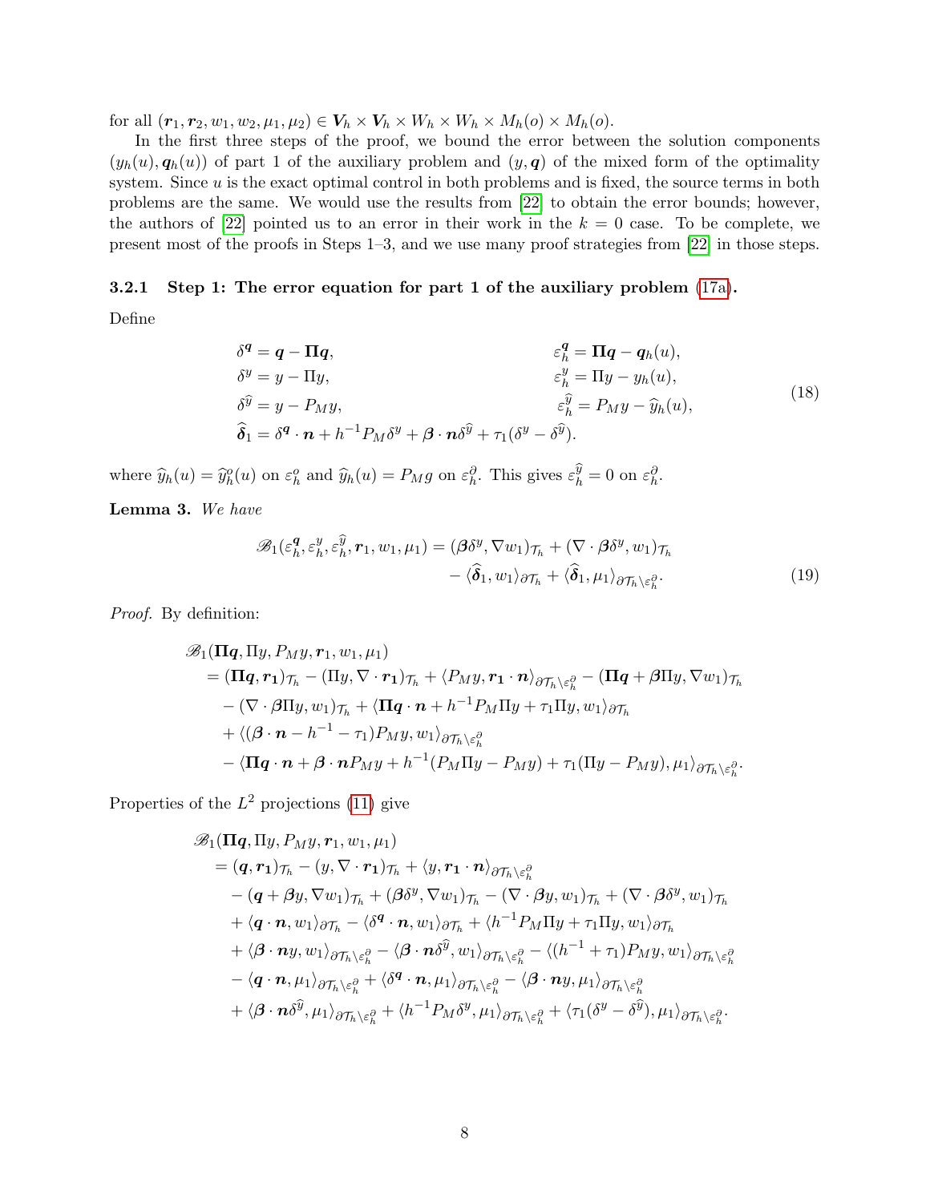for all $(\boldsymbol{r}_1, \boldsymbol{r}_2, w_1, w_2, \mu_1, \mu_2) \in \boldsymbol{V}_h \times \boldsymbol{V}_h \times W_h \times W_h \times M_h(o) \times M_h(o)$.

In the first three steps of the proof, we bound the error between the solution components $(y_h(u), \boldsymbol{q}_h(u))$ of part 1 of the auxiliary problem and $(y, \boldsymbol{q})$ of the mixed form of the optimality system. Since $u$ is the exact optimal control in both problems and is fixed, the source terms in both problems are the same. We would use the results from [22] to obtain the error bounds; however, the authors of [22] pointed us to an error in their work in the $k = 0$ case. To be complete, we present most of the proofs in Steps 1–3, and we use many proof strategies from [22] in those steps.

#### 3.2.1 Step 1: The error equation for part 1 of the auxiliary problem (17a).

Define

$$
\begin{aligned}
\delta^{\boldsymbol{q}} &= \boldsymbol{q} - \boldsymbol{\Pi q}, & \varepsilon_h^{\boldsymbol{q}} &= \boldsymbol{\Pi q} - \boldsymbol{q}_h(u),\\
\delta^{y} &= y - \Pi y, & \varepsilon_h^{y} &= \Pi y - y_h(u),\\
\delta^{\widehat{y}} &= y - P_M y, & \varepsilon_h^{\widehat{y}} &= P_M y - \widehat{y}_h(u),\\
\widehat{\boldsymbol{\delta}}_1 &= \delta^{\boldsymbol{q}}\cdot \boldsymbol{n} + h^{-1} P_M \delta^y + \boldsymbol{\beta}\cdot\boldsymbol{n}\delta^{\widehat{y}} + \tau_1(\delta^y - \delta^{\widehat{y}}).
\end{aligned}
\tag{18}
$$

where $\widehat{y}_h(u) = \widehat{y}_h^o(u)$ on $\varepsilon_h^o$ and $\widehat{y}_h(u) = P_M g$ on $\varepsilon_h^\partial$. This gives $\varepsilon_h^{\widehat{y}} = 0$ on $\varepsilon_h^\partial$.

**Lemma 3.** *We have*

$$
\begin{aligned}
\mathscr{B}_1(\varepsilon_h^{\boldsymbol{q}}, \varepsilon_h^{y}, \varepsilon_h^{\widehat{y}}, \boldsymbol{r}_1, w_1, \mu_1) = (\boldsymbol{\beta}\delta^y, \nabla w_1)_{\mathcal{T}_h} + (\nabla\cdot\boldsymbol{\beta}\delta^y, w_1)_{\mathcal{T}_h}\\
- \langle \widehat{\boldsymbol{\delta}}_1, w_1\rangle_{\partial\mathcal{T}_h} + \langle \widehat{\boldsymbol{\delta}}_1, \mu_1\rangle_{\partial\mathcal{T}_h\backslash\varepsilon_h^\partial}.
\end{aligned}
\tag{19}
$$

*Proof.* By definition:

$$
\begin{aligned}
&\mathscr{B}_1(\boldsymbol{\Pi q}, \Pi y, P_M y, \boldsymbol{r}_1, w_1, \mu_1)\\
&= (\boldsymbol{\Pi q}, \boldsymbol{r_1})_{\mathcal{T}_h} - (\Pi y, \nabla\cdot\boldsymbol{r}_1)_{\mathcal{T}_h} + \langle P_M y, \boldsymbol{r}_1\cdot\boldsymbol{n}\rangle_{\partial\mathcal{T}_h\backslash\varepsilon_h^\partial} - (\boldsymbol{\Pi q} + \boldsymbol{\beta}\Pi y, \nabla w_1)_{\mathcal{T}_h}\\
&\quad - (\nabla\cdot\boldsymbol{\beta}\Pi y, w_1)_{\mathcal{T}_h} + \langle \boldsymbol{\Pi q}\cdot\boldsymbol{n} + h^{-1}P_M\Pi y + \tau_1 \Pi y, w_1\rangle_{\partial\mathcal{T}_h}\\
&\quad + \langle(\boldsymbol{\beta}\cdot\boldsymbol{n} - h^{-1} - \tau_1)P_M y, w_1\rangle_{\partial\mathcal{T}_h\backslash\varepsilon_h^\partial}\\
&\quad - \langle \boldsymbol{\Pi q}\cdot\boldsymbol{n} + \boldsymbol{\beta}\cdot\boldsymbol{n}P_M y + h^{-1}(P_M\Pi y - P_M y) + \tau_1(\Pi y - P_M y), \mu_1\rangle_{\partial\mathcal{T}_h\backslash\varepsilon_h^\partial}.
\end{aligned}
$$

Properties of the $L^2$ projections (11) give

$$
\begin{aligned}
&\mathscr{B}_1(\boldsymbol{\Pi q}, \Pi y, P_M y, \boldsymbol{r}_1, w_1, \mu_1)\\
&= (\boldsymbol{q}, \boldsymbol{r_1})_{\mathcal{T}_h} - (y, \nabla\cdot\boldsymbol{r}_1)_{\mathcal{T}_h} + \langle y, \boldsymbol{r}_1\cdot\boldsymbol{n}\rangle_{\partial\mathcal{T}_h\backslash\varepsilon_h^\partial}\\
&\quad - (\boldsymbol{q} + \boldsymbol{\beta}y, \nabla w_1)_{\mathcal{T}_h} + (\boldsymbol{\beta}\delta^y, \nabla w_1)_{\mathcal{T}_h} - (\nabla\cdot\boldsymbol{\beta}y, w_1)_{\mathcal{T}_h} + (\nabla\cdot\boldsymbol{\beta}\delta^y, w_1)_{\mathcal{T}_h}\\
&\quad + \langle \boldsymbol{q}\cdot\boldsymbol{n}, w_1\rangle_{\partial\mathcal{T}_h} - \langle\delta^{\boldsymbol{q}}\cdot\boldsymbol{n}, w_1\rangle_{\partial\mathcal{T}_h} + \langle h^{-1}P_M\Pi y + \tau_1\Pi y, w_1\rangle_{\partial\mathcal{T}_h}\\
&\quad + \langle\boldsymbol{\beta}\cdot\boldsymbol{n}y, w_1\rangle_{\partial\mathcal{T}_h\backslash\varepsilon_h^\partial} - \langle\boldsymbol{\beta}\cdot\boldsymbol{n}\delta^{\widehat{y}}, w_1\rangle_{\partial\mathcal{T}_h\backslash\varepsilon_h^\partial} - \langle(h^{-1}+\tau_1)P_M y, w_1\rangle_{\partial\mathcal{T}_h\backslash\varepsilon_h^\partial}\\
&\quad - \langle\boldsymbol{q}\cdot\boldsymbol{n}, \mu_1\rangle_{\partial\mathcal{T}_h\backslash\varepsilon_h^\partial} + \langle\delta^{\boldsymbol{q}}\cdot\boldsymbol{n}, \mu_1\rangle_{\partial\mathcal{T}_h\backslash\varepsilon_h^\partial} - \langle\boldsymbol{\beta}\cdot\boldsymbol{n}y, \mu_1\rangle_{\partial\mathcal{T}_h\backslash\varepsilon_h^\partial}\\
&\quad + \langle\boldsymbol{\beta}\cdot\boldsymbol{n}\delta^{\widehat{y}}, \mu_1\rangle_{\partial\mathcal{T}_h\backslash\varepsilon_h^\partial} + \langle h^{-1}P_M\delta^y, \mu_1\rangle_{\partial\mathcal{T}_h\backslash\varepsilon_h^\partial} + \langle\tau_1(\delta^y - \delta^{\widehat{y}}), \mu_1\rangle_{\partial\mathcal{T}_h\backslash\varepsilon_h^\partial}.
\end{aligned}
$$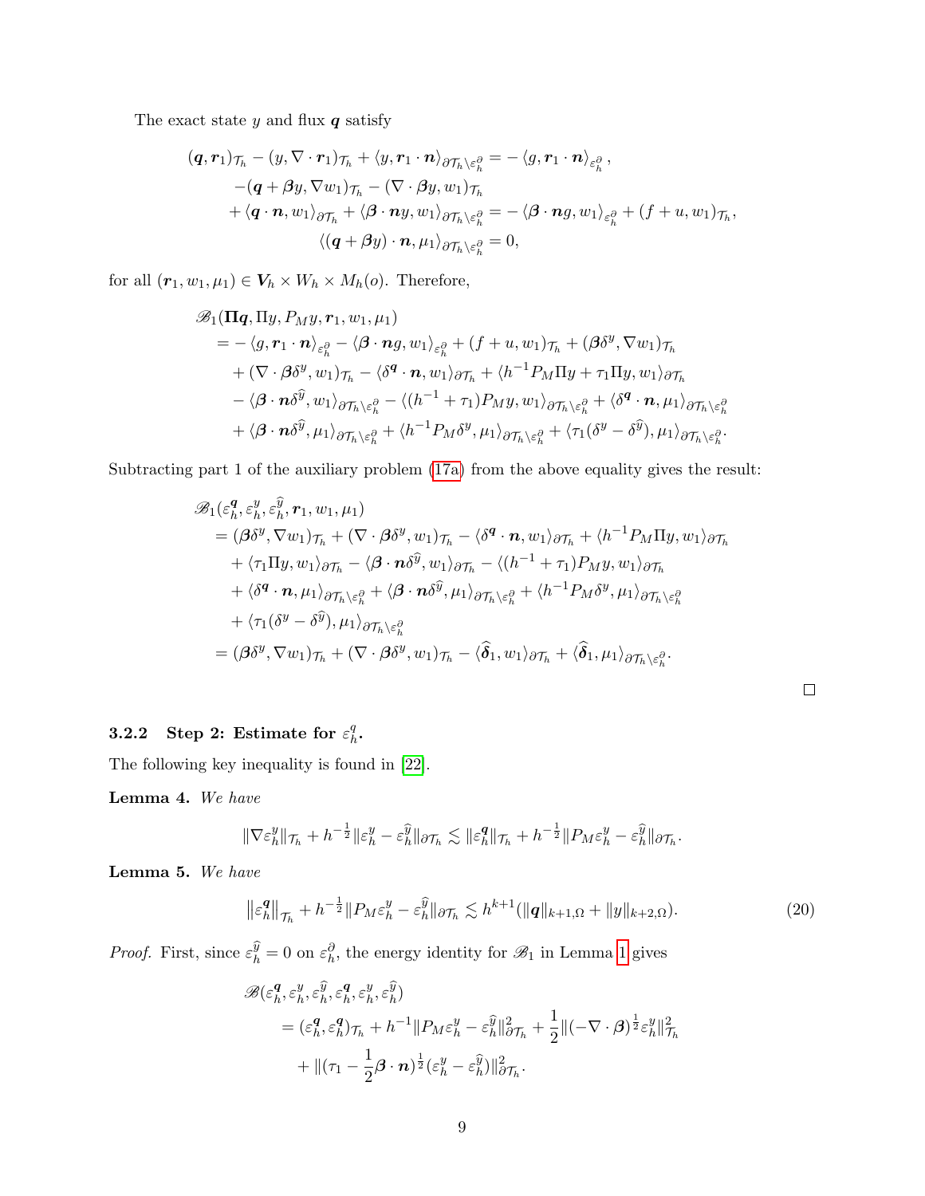The exact state $y$ and flux $\boldsymbol{q}$ satisfy

$$
\begin{aligned}
(\boldsymbol{q}, \boldsymbol{r}_1)_{\mathcal{T}_h} - (y, \nabla\cdot \boldsymbol{r}_1)_{\mathcal{T}_h} + \langle y, \boldsymbol{r}_1\cdot \boldsymbol{n}\rangle_{\partial\mathcal{T}_h\backslash\varepsilon_h^\partial} &= -\langle g, \boldsymbol{r}_1\cdot\boldsymbol{n}\rangle_{\varepsilon_h^\partial},\\
-(\boldsymbol{q}+\boldsymbol{\beta} y, \nabla w_1)_{\mathcal{T}_h} - (\nabla\cdot\boldsymbol{\beta} y, w_1)_{\mathcal{T}_h}&\\
+\langle \boldsymbol{q}\cdot\boldsymbol{n}, w_1\rangle_{\partial\mathcal{T}_h} + \langle \boldsymbol{\beta}\cdot\boldsymbol{n} y, w_1\rangle_{\partial\mathcal{T}_h\backslash\varepsilon_h^\partial} &= -\langle \boldsymbol{\beta}\cdot\boldsymbol{n} g, w_1\rangle_{\varepsilon_h^\partial} + (f+u, w_1)_{\mathcal{T}_h},\\
\langle (\boldsymbol{q}+\boldsymbol{\beta} y)\cdot\boldsymbol{n}, \mu_1\rangle_{\partial\mathcal{T}_h\backslash\varepsilon_h^\partial} &= 0,
\end{aligned}
$$

for all $(\boldsymbol{r}_1, w_1, \mu_1)\in \boldsymbol{V}_h\times W_h\times M_h(o)$. Therefore,

$$
\begin{aligned}
&\mathscr{B}_1(\boldsymbol{\Pi q}, \Pi y, P_M y, \boldsymbol{r}_1, w_1, \mu_1)\\
&\quad= -\langle g, \boldsymbol{r}_1\cdot\boldsymbol{n}\rangle_{\varepsilon_h^\partial} - \langle \boldsymbol{\beta}\cdot\boldsymbol{n} g, w_1\rangle_{\varepsilon_h^\partial} + (f+u, w_1)_{\mathcal{T}_h} + (\boldsymbol{\beta}\delta^y, \nabla w_1)_{\mathcal{T}_h}\\
&\qquad+(\nabla\cdot\boldsymbol{\beta}\delta^y, w_1)_{\mathcal{T}_h} - \langle \delta^{\boldsymbol{q}}\cdot\boldsymbol{n}, w_1\rangle_{\partial\mathcal{T}_h} + \langle h^{-1}P_M\Pi y + \tau_1\Pi y, w_1\rangle_{\partial\mathcal{T}_h}\\
&\qquad- \langle \boldsymbol{\beta}\cdot\boldsymbol{n}\delta^{\widehat{y}}, w_1\rangle_{\partial\mathcal{T}_h\backslash\varepsilon_h^\partial} - \langle (h^{-1}+\tau_1)P_M y, w_1\rangle_{\partial\mathcal{T}_h\backslash\varepsilon_h^\partial} + \langle \delta^{\boldsymbol{q}}\cdot\boldsymbol{n}, \mu_1\rangle_{\partial\mathcal{T}_h\backslash\varepsilon_h^\partial}\\
&\qquad+ \langle \boldsymbol{\beta}\cdot\boldsymbol{n}\delta^{\widehat{y}}, \mu_1\rangle_{\partial\mathcal{T}_h\backslash\varepsilon_h^\partial} + \langle h^{-1}P_M\delta^y, \mu_1\rangle_{\partial\mathcal{T}_h\backslash\varepsilon_h^\partial} + \langle \tau_1(\delta^y - \delta^{\widehat{y}}), \mu_1\rangle_{\partial\mathcal{T}_h\backslash\varepsilon_h^\partial}.
\end{aligned}
$$

Subtracting part 1 of the auxiliary problem (17a) from the above equality gives the result:

$$
\begin{aligned}
&\mathscr{B}_1(\varepsilon_h^{\boldsymbol{q}}, \varepsilon_h^y, \varepsilon_h^{\widehat{y}}, \boldsymbol{r}_1, w_1, \mu_1)\\
&\quad= (\boldsymbol{\beta}\delta^y, \nabla w_1)_{\mathcal{T}_h} + (\nabla\cdot\boldsymbol{\beta}\delta^y, w_1)_{\mathcal{T}_h} - \langle \delta^{\boldsymbol{q}}\cdot\boldsymbol{n}, w_1\rangle_{\partial\mathcal{T}_h} + \langle h^{-1}P_M\Pi y, w_1\rangle_{\partial\mathcal{T}_h}\\
&\qquad+ \langle \tau_1\Pi y, w_1\rangle_{\partial\mathcal{T}_h} - \langle \boldsymbol{\beta}\cdot\boldsymbol{n}\delta^{\widehat{y}}, w_1\rangle_{\partial\mathcal{T}_h} - \langle (h^{-1}+\tau_1)P_M y, w_1\rangle_{\partial\mathcal{T}_h}\\
&\qquad+ \langle \delta^{\boldsymbol{q}}\cdot\boldsymbol{n}, \mu_1\rangle_{\partial\mathcal{T}_h\backslash\varepsilon_h^\partial} + \langle \boldsymbol{\beta}\cdot\boldsymbol{n}\delta^{\widehat{y}}, \mu_1\rangle_{\partial\mathcal{T}_h\backslash\varepsilon_h^\partial} + \langle h^{-1}P_M\delta^y, \mu_1\rangle_{\partial\mathcal{T}_h\backslash\varepsilon_h^\partial}\\
&\qquad+ \langle \tau_1(\delta^y - \delta^{\widehat{y}}), \mu_1\rangle_{\partial\mathcal{T}_h\backslash\varepsilon_h^\partial}\\
&\quad= (\boldsymbol{\beta}\delta^y, \nabla w_1)_{\mathcal{T}_h} + (\nabla\cdot\boldsymbol{\beta}\delta^y, w_1)_{\mathcal{T}_h} - \langle \widehat{\boldsymbol{\delta}}_1, w_1\rangle_{\partial\mathcal{T}_h} + \langle \widehat{\boldsymbol{\delta}}_1, \mu_1\rangle_{\partial\mathcal{T}_h\backslash\varepsilon_h^\partial}.
\end{aligned}
$$

□

### 3.2.2 Step 2: Estimate for $\varepsilon_h^q$.

The following key inequality is found in [22].

**Lemma 4.** *We have*

$$
\|\nabla\varepsilon_h^y\|_{\mathcal{T}_h} + h^{-\frac12}\|\varepsilon_h^y - \varepsilon_h^{\widehat{y}}\|_{\partial\mathcal{T}_h} \lesssim \|\varepsilon_h^{\boldsymbol{q}}\|_{\mathcal{T}_h} + h^{-\frac12}\|P_M\varepsilon_h^y - \varepsilon_h^{\widehat{y}}\|_{\partial\mathcal{T}_h}.
$$

**Lemma 5.** *We have*

$$
\left\|\varepsilon_h^{\boldsymbol{q}}\right\|_{\mathcal{T}_h} + h^{-\frac12}\|P_M\varepsilon_h^y - \varepsilon_h^{\widehat{y}}\|_{\partial\mathcal{T}_h} \lesssim h^{k+1}(\|\boldsymbol{q}\|_{k+1,\Omega} + \|y\|_{k+2,\Omega}). \tag{20}
$$

*Proof.* First, since $\varepsilon_h^{\widehat{y}} = 0$ on $\varepsilon_h^\partial$, the energy identity for $\mathscr{B}_1$ in Lemma 1 gives

$$
\begin{aligned}
&\mathscr{B}(\varepsilon_h^{\boldsymbol{q}}, \varepsilon_h^y, \varepsilon_h^{\widehat{y}}, \varepsilon_h^{\boldsymbol{q}}, \varepsilon_h^y, \varepsilon_h^{\widehat{y}})\\
&\quad= (\varepsilon_h^{\boldsymbol{q}}, \varepsilon_h^{\boldsymbol{q}})_{\mathcal{T}_h} + h^{-1}\|P_M\varepsilon_h^y - \varepsilon_h^{\widehat{y}}\|_{\partial\mathcal{T}_h}^2 + \frac12\|(-\nabla\cdot\boldsymbol{\beta})^{\frac12}\varepsilon_h^y\|_{\mathcal{T}_h}^2\\
&\qquad+ \|(\tau_1 - \frac12\boldsymbol{\beta}\cdot\boldsymbol{n})^{\frac12}(\varepsilon_h^y - \varepsilon_h^{\widehat{y}})\|_{\partial\mathcal{T}_h}^2.
\end{aligned}
$$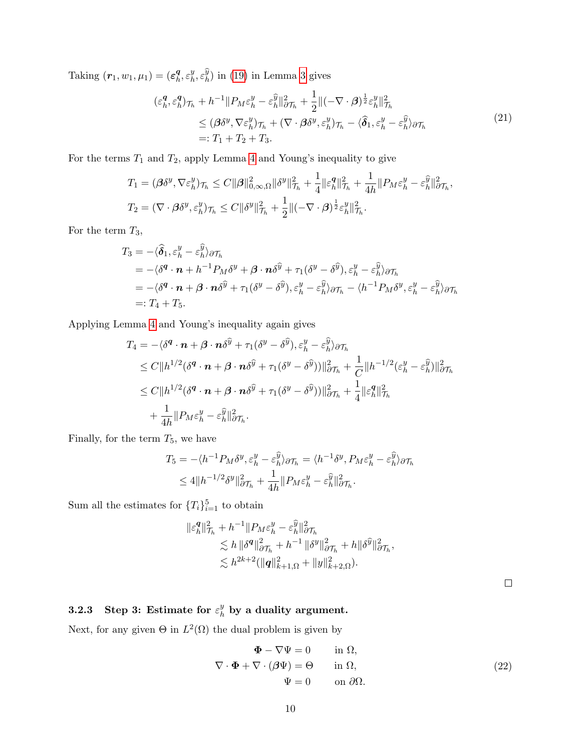Taking $(\boldsymbol{r}_1, w_1, \mu_1) = (\boldsymbol{\varepsilon}_h^{\boldsymbol{q}}, \varepsilon_h^y, \varepsilon_h^{\widehat{y}})$ in (19) in Lemma 3 gives

$$
\begin{aligned}
(\varepsilon_h^{\boldsymbol{q}}, \varepsilon_h^{\boldsymbol{q}})_{\mathcal{T}_h} &+ h^{-1}\|P_M\varepsilon_h^y - \varepsilon_h^{\widehat{y}}\|_{\partial\mathcal{T}_h}^2 + \frac{1}{2}\|(-\nabla\cdot\boldsymbol{\beta})^{\frac{1}{2}}\varepsilon_h^y\|_{\mathcal{T}_h}^2 \\
&\le (\boldsymbol{\beta}\delta^y, \nabla\varepsilon_h^y)_{\mathcal{T}_h} + (\nabla\cdot\boldsymbol{\beta}\delta^y, \varepsilon_h^y)_{\mathcal{T}_h} - \langle\widehat{\boldsymbol{\delta}}_1, \varepsilon_h^y - \varepsilon_h^{\widehat{y}}\rangle_{\partial\mathcal{T}_h} \\
&=: T_1 + T_2 + T_3.
\end{aligned} \tag{21}
$$

For the terms $T_1$ and $T_2$, apply Lemma 4 and Young's inequality to give

$$
\begin{aligned}
T_1 &= (\boldsymbol{\beta}\delta^y, \nabla\varepsilon_h^y)_{\mathcal{T}_h} \le C\|\boldsymbol{\beta}\|_{0,\infty,\Omega}^2\|\delta^y\|_{\mathcal{T}_h}^2 + \frac{1}{4}\|\varepsilon_h^{\boldsymbol{q}}\|_{\mathcal{T}_h}^2 + \frac{1}{4h}\|P_M\varepsilon_h^y - \varepsilon_h^{\widehat{y}}\|_{\partial\mathcal{T}_h}^2, \\
T_2 &= (\nabla\cdot\boldsymbol{\beta}\delta^y, \varepsilon_h^y)_{\mathcal{T}_h} \le C\|\delta^y\|_{\mathcal{T}_h}^2 + \frac{1}{2}\|(-\nabla\cdot\boldsymbol{\beta})^{\frac{1}{2}}\varepsilon_h^y\|_{\mathcal{T}_h}^2.
\end{aligned}
$$

For the term $T_3$,

$$
\begin{aligned}
T_3 &= -\langle\widehat{\boldsymbol{\delta}}_1, \varepsilon_h^y - \varepsilon_h^{\widehat{y}}\rangle_{\partial\mathcal{T}_h} \\
&= -\langle\delta^{\boldsymbol{q}}\cdot\boldsymbol{n} + h^{-1}P_M\delta^y + \boldsymbol{\beta}\cdot\boldsymbol{n}\delta^{\widehat{y}} + \tau_1(\delta^y - \delta^{\widehat{y}}), \varepsilon_h^y - \varepsilon_h^{\widehat{y}}\rangle_{\partial\mathcal{T}_h} \\
&= -\langle\delta^{\boldsymbol{q}}\cdot\boldsymbol{n} + \boldsymbol{\beta}\cdot\boldsymbol{n}\delta^{\widehat{y}} + \tau_1(\delta^y - \delta^{\widehat{y}}), \varepsilon_h^y - \varepsilon_h^{\widehat{y}}\rangle_{\partial\mathcal{T}_h} - \langle h^{-1}P_M\delta^y, \varepsilon_h^y - \varepsilon_h^{\widehat{y}}\rangle_{\partial\mathcal{T}_h} \\
&=: T_4 + T_5.
\end{aligned}
$$

Applying Lemma 4 and Young's inequality again gives

$$
\begin{aligned}
T_4 &= -\langle\delta^{\boldsymbol{q}}\cdot\boldsymbol{n} + \boldsymbol{\beta}\cdot\boldsymbol{n}\delta^{\widehat{y}} + \tau_1(\delta^y - \delta^{\widehat{y}}), \varepsilon_h^y - \varepsilon_h^{\widehat{y}}\rangle_{\partial\mathcal{T}_h} \\
&\le C\|h^{1/2}(\delta^{\boldsymbol{q}}\cdot\boldsymbol{n} + \boldsymbol{\beta}\cdot\boldsymbol{n}\delta^{\widehat{y}} + \tau_1(\delta^y - \delta^{\widehat{y}}))\|_{\partial\mathcal{T}_h}^2 + \frac{1}{C}\|h^{-1/2}(\varepsilon_h^y - \varepsilon_h^{\widehat{y}})\|_{\partial\mathcal{T}_h}^2 \\
&\le C\|h^{1/2}(\delta^{\boldsymbol{q}}\cdot\boldsymbol{n} + \boldsymbol{\beta}\cdot\boldsymbol{n}\delta^{\widehat{y}} + \tau_1(\delta^y - \delta^{\widehat{y}}))\|_{\partial\mathcal{T}_h}^2 + \frac{1}{4}\|\varepsilon_h^{\boldsymbol{q}}\|_{\mathcal{T}_h}^2 \\
&\quad + \frac{1}{4h}\|P_M\varepsilon_h^y - \varepsilon_h^{\widehat{y}}\|_{\partial\mathcal{T}_h}^2.
\end{aligned}
$$

Finally, for the term $T_5$, we have

$$
\begin{aligned}
T_5 &= -\langle h^{-1}P_M\delta^y, \varepsilon_h^y - \varepsilon_h^{\widehat{y}}\rangle_{\partial\mathcal{T}_h} = \langle h^{-1}\delta^y, P_M\varepsilon_h^y - \varepsilon_h^{\widehat{y}}\rangle_{\partial\mathcal{T}_h} \\
&\le 4\|h^{-1/2}\delta^y\|_{\partial\mathcal{T}_h}^2 + \frac{1}{4h}\|P_M\varepsilon_h^y - \varepsilon_h^{\widehat{y}}\|_{\partial\mathcal{T}_h}^2.
\end{aligned}
$$

Sum all the estimates for $\{T_i\}_{i=1}^5$ to obtain

$$
\begin{aligned}
\|\varepsilon_h^{\boldsymbol{q}}\|_{\mathcal{T}_h}^2 &+ h^{-1}\|P_M\varepsilon_h^y - \varepsilon_h^{\widehat{y}}\|_{\partial\mathcal{T}_h}^2 \\
&\lesssim h\,\|\delta^{\boldsymbol{q}}\|_{\partial\mathcal{T}_h}^2 + h^{-1}\,\|\delta^y\|_{\partial\mathcal{T}_h}^2 + h\|\delta^{\widehat{y}}\|_{\partial\mathcal{T}_h}^2, \\
&\lesssim h^{2k+2}(\|\boldsymbol{q}\|_{k+1,\Omega}^2 + \|y\|_{k+2,\Omega}^2).
\end{aligned}
$$

□

#### 3.2.3 Step 3: Estimate for $\varepsilon_h^y$ by a duality argument.

Next, for any given $\Theta$ in $L^2(\Omega)$ the dual problem is given by

$$
\begin{aligned}
\boldsymbol{\Phi} - \nabla\Psi &= 0 \qquad \text{in } \Omega, \\
\nabla\cdot\boldsymbol{\Phi} + \nabla\cdot(\boldsymbol{\beta}\Psi) &= \Theta \qquad \text{in } \Omega, \\
\Psi &= 0 \qquad \text{on } \partial\Omega.
\end{aligned} \tag{22}
$$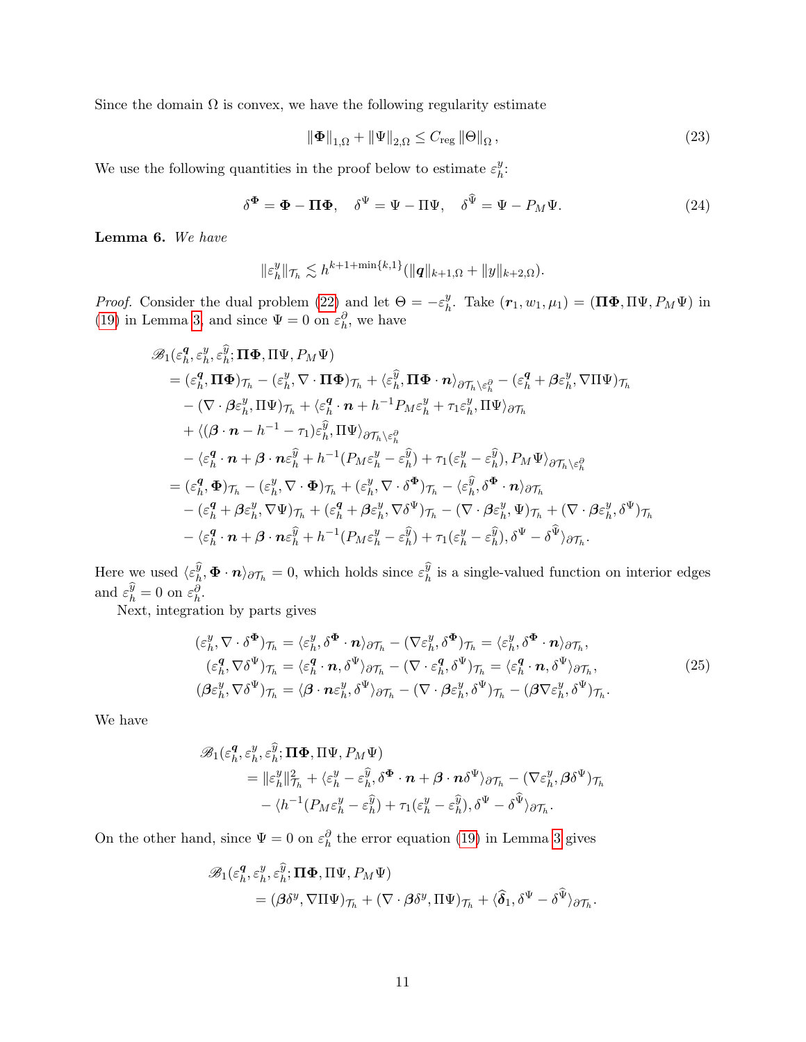Since the domain $\Omega$ is convex, we have the following regularity estimate

$$
\|\boldsymbol{\Phi}\|_{1,\Omega} + \|\Psi\|_{2,\Omega} \le C_{\text{reg}} \|\Theta\|_{\Omega}, \tag{23}
$$

We use the following quantities in the proof below to estimate $\varepsilon_h^y$:

$$
\delta^{\boldsymbol{\Phi}} = \boldsymbol{\Phi} - \boldsymbol{\Pi}\boldsymbol{\Phi}, \quad \delta^{\Psi} = \Psi - \Pi\Psi, \quad \delta^{\widehat{\Psi}} = \Psi - P_M\Psi. \tag{24}
$$

**Lemma 6.** *We have*

$$
\|\varepsilon_h^y\|_{\mathcal{T}_h} \lesssim h^{k+1+\min\{k,1\}}(\|\boldsymbol{q}\|_{k+1,\Omega} + \|y\|_{k+2,\Omega}).
$$

*Proof.* Consider the dual problem (22) and let $\Theta = -\varepsilon_h^y$. Take $(\boldsymbol{r}_1, w_1, \mu_1) = (\boldsymbol{\Pi\Phi}, \Pi\Psi, P_M\Psi)$ in (19) in Lemma 3, and since $\Psi = 0$ on $\varepsilon_h^\partial$, we have

$$
\begin{aligned}
&\mathscr{B}_1(\varepsilon_h^{\boldsymbol{q}}, \varepsilon_h^y, \varepsilon_h^{\widehat{y}}; \boldsymbol{\Pi\Phi}, \Pi\Psi, P_M\Psi) \\
&= (\varepsilon_h^{\boldsymbol{q}}, \boldsymbol{\Pi\Phi})_{\mathcal{T}_h} - (\varepsilon_h^y, \nabla\cdot\boldsymbol{\Pi\Phi})_{\mathcal{T}_h} + \langle \varepsilon_h^{\widehat{y}}, \boldsymbol{\Pi\Phi}\cdot\boldsymbol{n}\rangle_{\partial\mathcal{T}_h\backslash\varepsilon_h^\partial} - (\varepsilon_h^{\boldsymbol{q}} + \boldsymbol{\beta}\varepsilon_h^y, \nabla\Pi\Psi)_{\mathcal{T}_h} \\
&\quad - (\nabla\cdot\boldsymbol{\beta}\varepsilon_h^y, \Pi\Psi)_{\mathcal{T}_h} + \langle \varepsilon_h^{\boldsymbol{q}}\cdot\boldsymbol{n} + h^{-1}P_M\varepsilon_h^y + \tau_1\varepsilon_h^y, \Pi\Psi\rangle_{\partial\mathcal{T}_h} \\
&\quad + \langle(\boldsymbol{\beta}\cdot\boldsymbol{n} - h^{-1} - \tau_1)\varepsilon_h^{\widehat{y}}, \Pi\Psi\rangle_{\partial\mathcal{T}_h\backslash\varepsilon_h^\partial} \\
&\quad - \langle \varepsilon_h^{\boldsymbol{q}}\cdot\boldsymbol{n} + \boldsymbol{\beta}\cdot\boldsymbol{n}\varepsilon_h^{\widehat{y}} + h^{-1}(P_M\varepsilon_h^y - \varepsilon_h^{\widehat{y}}) + \tau_1(\varepsilon_h^y - \varepsilon_h^{\widehat{y}}), P_M\Psi\rangle_{\partial\mathcal{T}_h\backslash\varepsilon_h^\partial} \\
&= (\varepsilon_h^{\boldsymbol{q}}, \boldsymbol{\Phi})_{\mathcal{T}_h} - (\varepsilon_h^y, \nabla\cdot\boldsymbol{\Phi})_{\mathcal{T}_h} + (\varepsilon_h^y, \nabla\cdot\delta^{\boldsymbol{\Phi}})_{\mathcal{T}_h} - \langle \varepsilon_h^{\widehat{y}}, \delta^{\boldsymbol{\Phi}}\cdot\boldsymbol{n}\rangle_{\partial\mathcal{T}_h} \\
&\quad - (\varepsilon_h^{\boldsymbol{q}} + \boldsymbol{\beta}\varepsilon_h^y, \nabla\Psi)_{\mathcal{T}_h} + (\varepsilon_h^{\boldsymbol{q}} + \boldsymbol{\beta}\varepsilon_h^y, \nabla\delta^\Psi)_{\mathcal{T}_h} - (\nabla\cdot\boldsymbol{\beta}\varepsilon_h^y, \Psi)_{\mathcal{T}_h} + (\nabla\cdot\boldsymbol{\beta}\varepsilon_h^y, \delta^\Psi)_{\mathcal{T}_h} \\
&\quad - \langle \varepsilon_h^{\boldsymbol{q}}\cdot\boldsymbol{n} + \boldsymbol{\beta}\cdot\boldsymbol{n}\varepsilon_h^{\widehat{y}} + h^{-1}(P_M\varepsilon_h^y - \varepsilon_h^{\widehat{y}}) + \tau_1(\varepsilon_h^y - \varepsilon_h^{\widehat{y}}), \delta^\Psi - \delta^{\widehat{\Psi}}\rangle_{\partial\mathcal{T}_h}.
\end{aligned}
$$

Here we used $\langle \varepsilon_h^{\widehat{y}}, \boldsymbol{\Phi}\cdot\boldsymbol{n}\rangle_{\partial\mathcal{T}_h} = 0$, which holds since $\varepsilon_h^{\widehat{y}}$ is a single-valued function on interior edges and $\varepsilon_h^{\widehat{y}} = 0$ on $\varepsilon_h^\partial$.

Next, integration by parts gives

$$
\begin{aligned}
(\varepsilon_h^y, \nabla\cdot\delta^{\boldsymbol{\Phi}})_{\mathcal{T}_h} &= \langle \varepsilon_h^y, \delta^{\boldsymbol{\Phi}}\cdot\boldsymbol{n}\rangle_{\partial\mathcal{T}_h} - (\nabla\varepsilon_h^y, \delta^{\boldsymbol{\Phi}})_{\mathcal{T}_h} = \langle \varepsilon_h^y, \delta^{\boldsymbol{\Phi}}\cdot\boldsymbol{n}\rangle_{\partial\mathcal{T}_h}, \\
(\varepsilon_h^{\boldsymbol{q}}, \nabla\delta^\Psi)_{\mathcal{T}_h} &= \langle \varepsilon_h^{\boldsymbol{q}}\cdot\boldsymbol{n}, \delta^\Psi\rangle_{\partial\mathcal{T}_h} - (\nabla\cdot\varepsilon_h^{\boldsymbol{q}}, \delta^\Psi)_{\mathcal{T}_h} = \langle \varepsilon_h^{\boldsymbol{q}}\cdot\boldsymbol{n}, \delta^\Psi\rangle_{\partial\mathcal{T}_h}, \\
(\boldsymbol{\beta}\varepsilon_h^y, \nabla\delta^\Psi)_{\mathcal{T}_h} &= \langle \boldsymbol{\beta}\cdot\boldsymbol{n}\varepsilon_h^y, \delta^\Psi\rangle_{\partial\mathcal{T}_h} - (\nabla\cdot\boldsymbol{\beta}\varepsilon_h^y, \delta^\Psi)_{\mathcal{T}_h} - (\boldsymbol{\beta}\nabla\varepsilon_h^y, \delta^\Psi)_{\mathcal{T}_h}.
\end{aligned} \tag{25}
$$

We have

$$
\begin{aligned}
&\mathscr{B}_1(\varepsilon_h^{\boldsymbol{q}}, \varepsilon_h^y, \varepsilon_h^{\widehat{y}}; \boldsymbol{\Pi\Phi}, \Pi\Psi, P_M\Psi) \\
&\quad = \|\varepsilon_h^y\|_{\mathcal{T}_h}^2 + \langle \varepsilon_h^y - \varepsilon_h^{\widehat{y}}, \delta^{\boldsymbol{\Phi}}\cdot\boldsymbol{n} + \boldsymbol{\beta}\cdot\boldsymbol{n}\delta^\Psi\rangle_{\partial\mathcal{T}_h} - (\nabla\varepsilon_h^y, \boldsymbol{\beta}\delta^\Psi)_{\mathcal{T}_h} \\
&\qquad - \langle h^{-1}(P_M\varepsilon_h^y - \varepsilon_h^{\widehat{y}}) + \tau_1(\varepsilon_h^y - \varepsilon_h^{\widehat{y}}), \delta^\Psi - \delta^{\widehat{\Psi}}\rangle_{\partial\mathcal{T}_h}.
\end{aligned}
$$

On the other hand, since $\Psi = 0$ on $\varepsilon_h^\partial$ the error equation (19) in Lemma 3 gives

$$
\begin{aligned}
&\mathscr{B}_1(\varepsilon_h^{\boldsymbol{q}}, \varepsilon_h^y, \varepsilon_h^{\widehat{y}}; \boldsymbol{\Pi\Phi}, \Pi\Psi, P_M\Psi) \\
&\quad = (\boldsymbol{\beta}\delta^y, \nabla\Pi\Psi)_{\mathcal{T}_h} + (\nabla\cdot\boldsymbol{\beta}\delta^y, \Pi\Psi)_{\mathcal{T}_h} + \langle \widehat{\boldsymbol{\delta}}_1, \delta^\Psi - \delta^{\widehat{\Psi}}\rangle_{\partial\mathcal{T}_h}.
\end{aligned}
$$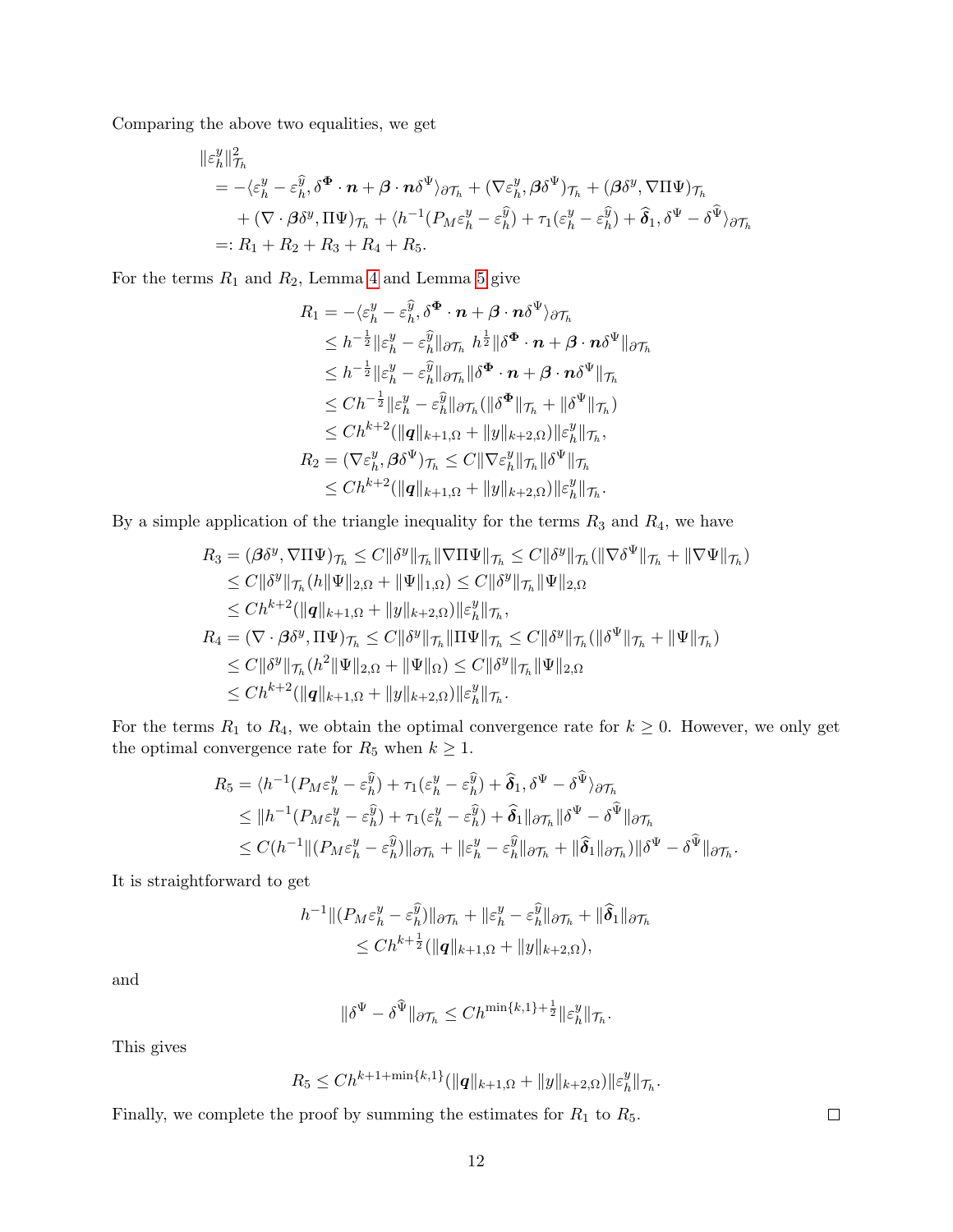Comparing the above two equalities, we get

$$
\begin{aligned}
&\|\varepsilon_h^y\|_{\mathcal{T}_h}^2 \\
&= -\langle \varepsilon_h^y - \varepsilon_h^{\widehat{y}}, \delta^{\boldsymbol{\Phi}} \cdot \boldsymbol{n} + \boldsymbol{\beta} \cdot \boldsymbol{n} \delta^{\Psi} \rangle_{\partial \mathcal{T}_h} + (\nabla \varepsilon_h^y, \boldsymbol{\beta} \delta^{\Psi})_{\mathcal{T}_h} + (\boldsymbol{\beta} \delta^y, \nabla \Pi \Psi)_{\mathcal{T}_h} \\
&\quad + (\nabla \cdot \boldsymbol{\beta} \delta^y, \Pi \Psi)_{\mathcal{T}_h} + \langle h^{-1}(P_M \varepsilon_h^y - \varepsilon_h^{\widehat{y}}) + \tau_1 (\varepsilon_h^y - \varepsilon_h^{\widehat{y}}) + \widehat{\boldsymbol{\delta}}_1, \delta^{\Psi} - \delta^{\widehat{\Psi}} \rangle_{\partial \mathcal{T}_h} \\
&=: R_1 + R_2 + R_3 + R_4 + R_5.
\end{aligned}
$$

For the terms $R_1$ and $R_2$, Lemma 4 and Lemma 5 give

$$
\begin{aligned}
R_1 &= -\langle \varepsilon_h^y - \varepsilon_h^{\widehat{y}}, \delta^{\boldsymbol{\Phi}} \cdot \boldsymbol{n} + \boldsymbol{\beta} \cdot \boldsymbol{n} \delta^{\Psi} \rangle_{\partial \mathcal{T}_h} \\
&\le h^{-\frac{1}{2}} \|\varepsilon_h^y - \varepsilon_h^{\widehat{y}}\|_{\partial \mathcal{T}_h} \; h^{\frac{1}{2}} \|\delta^{\boldsymbol{\Phi}} \cdot \boldsymbol{n} + \boldsymbol{\beta} \cdot \boldsymbol{n} \delta^{\Psi}\|_{\partial \mathcal{T}_h} \\
&\le h^{-\frac{1}{2}} \|\varepsilon_h^y - \varepsilon_h^{\widehat{y}}\|_{\partial \mathcal{T}_h} \|\delta^{\boldsymbol{\Phi}} \cdot \boldsymbol{n} + \boldsymbol{\beta} \cdot \boldsymbol{n} \delta^{\Psi}\|_{\mathcal{T}_h} \\
&\le C h^{-\frac{1}{2}} \|\varepsilon_h^y - \varepsilon_h^{\widehat{y}}\|_{\partial \mathcal{T}_h} (\|\delta^{\boldsymbol{\Phi}}\|_{\mathcal{T}_h} + \|\delta^{\Psi}\|_{\mathcal{T}_h}) \\
&\le C h^{k+2} (\|\boldsymbol{q}\|_{k+1,\Omega} + \|y\|_{k+2,\Omega}) \|\varepsilon_h^y\|_{\mathcal{T}_h}, \\
R_2 &= (\nabla \varepsilon_h^y, \boldsymbol{\beta} \delta^{\Psi})_{\mathcal{T}_h} \le C \|\nabla \varepsilon_h^y\|_{\mathcal{T}_h} \|\delta^{\Psi}\|_{\mathcal{T}_h} \\
&\le C h^{k+2} (\|\boldsymbol{q}\|_{k+1,\Omega} + \|y\|_{k+2,\Omega}) \|\varepsilon_h^y\|_{\mathcal{T}_h}.
\end{aligned}
$$

By a simple application of the triangle inequality for the terms $R_3$ and $R_4$, we have

$$
\begin{aligned}
R_3 &= (\boldsymbol{\beta} \delta^y, \nabla \Pi \Psi)_{\mathcal{T}_h} \le C \|\delta^y\|_{\mathcal{T}_h} \|\nabla \Pi \Psi\|_{\mathcal{T}_h} \le C \|\delta^y\|_{\mathcal{T}_h} (\|\nabla \delta^{\Psi}\|_{\mathcal{T}_h} + \|\nabla \Psi\|_{\mathcal{T}_h}) \\
&\le C \|\delta^y\|_{\mathcal{T}_h} (h \|\Psi\|_{2,\Omega} + \|\Psi\|_{1,\Omega}) \le C \|\delta^y\|_{\mathcal{T}_h} \|\Psi\|_{2,\Omega} \\
&\le C h^{k+2} (\|\boldsymbol{q}\|_{k+1,\Omega} + \|y\|_{k+2,\Omega}) \|\varepsilon_h^y\|_{\mathcal{T}_h}, \\
R_4 &= (\nabla \cdot \boldsymbol{\beta} \delta^y, \Pi \Psi)_{\mathcal{T}_h} \le C \|\delta^y\|_{\mathcal{T}_h} \|\Pi \Psi\|_{\mathcal{T}_h} \le C \|\delta^y\|_{\mathcal{T}_h} (\|\delta^{\Psi}\|_{\mathcal{T}_h} + \|\Psi\|_{\mathcal{T}_h}) \\
&\le C \|\delta^y\|_{\mathcal{T}_h} (h^2 \|\Psi\|_{2,\Omega} + \|\Psi\|_{\Omega}) \le C \|\delta^y\|_{\mathcal{T}_h} \|\Psi\|_{2,\Omega} \\
&\le C h^{k+2} (\|\boldsymbol{q}\|_{k+1,\Omega} + \|y\|_{k+2,\Omega}) \|\varepsilon_h^y\|_{\mathcal{T}_h}.
\end{aligned}
$$

For the terms $R_1$ to $R_4$, we obtain the optimal convergence rate for $k \ge 0$. However, we only get the optimal convergence rate for $R_5$ when $k \ge 1$.

$$
\begin{aligned}
R_5 &= \langle h^{-1}(P_M \varepsilon_h^y - \varepsilon_h^{\widehat{y}}) + \tau_1 (\varepsilon_h^y - \varepsilon_h^{\widehat{y}}) + \widehat{\boldsymbol{\delta}}_1, \delta^{\Psi} - \delta^{\widehat{\Psi}} \rangle_{\partial \mathcal{T}_h} \\
&\le \|h^{-1}(P_M \varepsilon_h^y - \varepsilon_h^{\widehat{y}}) + \tau_1 (\varepsilon_h^y - \varepsilon_h^{\widehat{y}}) + \widehat{\boldsymbol{\delta}}_1\|_{\partial \mathcal{T}_h} \|\delta^{\Psi} - \delta^{\widehat{\Psi}}\|_{\partial \mathcal{T}_h} \\
&\le C (h^{-1} \|(P_M \varepsilon_h^y - \varepsilon_h^{\widehat{y}})\|_{\partial \mathcal{T}_h} + \|\varepsilon_h^y - \varepsilon_h^{\widehat{y}}\|_{\partial \mathcal{T}_h} + \|\widehat{\boldsymbol{\delta}}_1\|_{\partial \mathcal{T}_h}) \|\delta^{\Psi} - \delta^{\widehat{\Psi}}\|_{\partial \mathcal{T}_h}.
\end{aligned}
$$

It is straightforward to get

$$
\begin{aligned}
&h^{-1} \|(P_M \varepsilon_h^y - \varepsilon_h^{\widehat{y}})\|_{\partial \mathcal{T}_h} + \|\varepsilon_h^y - \varepsilon_h^{\widehat{y}}\|_{\partial \mathcal{T}_h} + \|\widehat{\boldsymbol{\delta}}_1\|_{\partial \mathcal{T}_h} \\
&\qquad \le C h^{k+\frac{1}{2}} (\|\boldsymbol{q}\|_{k+1,\Omega} + \|y\|_{k+2,\Omega}),
\end{aligned}
$$

and

$$
\|\delta^{\Psi} - \delta^{\widehat{\Psi}}\|_{\partial \mathcal{T}_h} \le C h^{\min\{k,1\}+\frac{1}{2}} \|\varepsilon_h^y\|_{\mathcal{T}_h}.
$$

This gives

$$
R_5 \le C h^{k+1+\min\{k,1\}} (\|\boldsymbol{q}\|_{k+1,\Omega} + \|y\|_{k+2,\Omega}) \|\varepsilon_h^y\|_{\mathcal{T}_h}.
$$

Finally, we complete the proof by summing the estimates for $R_1$ to $R_5$. $\square$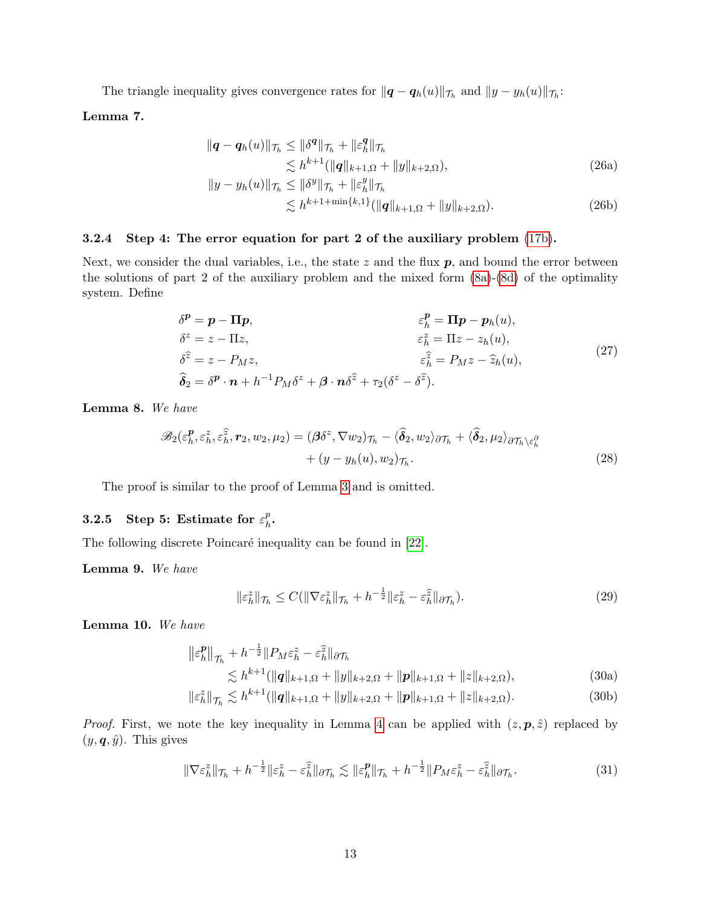The triangle inequality gives convergence rates for $\|\boldsymbol{q}-\boldsymbol{q}_h(u)\|_{\mathcal{T}_h}$ and $\|y-y_h(u)\|_{\mathcal{T}_h}$:

**Lemma 7.**

$$
\begin{aligned}
\|\boldsymbol{q}-\boldsymbol{q}_h(u)\|_{\mathcal{T}_h} &\le \|\delta^{\boldsymbol{q}}\|_{\mathcal{T}_h} + \|\varepsilon_h^{\boldsymbol{q}}\|_{\mathcal{T}_h} \\
&\lesssim h^{k+1}(\|\boldsymbol{q}\|_{k+1,\Omega} + \|y\|_{k+2,\Omega}), \qquad (26a)\\
\|y-y_h(u)\|_{\mathcal{T}_h} &\le \|\delta^{y}\|_{\mathcal{T}_h} + \|\varepsilon_h^{y}\|_{\mathcal{T}_h} \\
&\lesssim h^{k+1+\min\{k,1\}}(\|\boldsymbol{q}\|_{k+1,\Omega} + \|y\|_{k+2,\Omega}). \qquad (26b)
\end{aligned}
$$

#### 3.2.4 Step 4: The error equation for part 2 of the auxiliary problem (17b).

Next, we consider the dual variables, i.e., the state $z$ and the flux $\boldsymbol{p}$, and bound the error between the solutions of part 2 of the auxiliary problem and the mixed form (8a)-(8d) of the optimality system. Define

$$
\begin{aligned}
\delta^{\boldsymbol{p}} &= \boldsymbol{p} - \boldsymbol{\Pi}\boldsymbol{p}, & \varepsilon_h^{\boldsymbol{p}} &= \boldsymbol{\Pi}\boldsymbol{p} - \boldsymbol{p}_h(u),\\
\delta^{z} &= z - \Pi z, & \varepsilon_h^{z} &= \Pi z - z_h(u),\\
\delta^{\widehat{z}} &= z - P_M z, & \varepsilon_h^{\widehat{z}} &= P_M z - \widehat{z}_h(u),\\
\widehat{\boldsymbol{\delta}}_2 &= \delta^{\boldsymbol{p}}\cdot\boldsymbol{n} + h^{-1}P_M\delta^{z} + \boldsymbol{\beta}\cdot\boldsymbol{n}\delta^{\widehat{z}} + \tau_2(\delta^{z} - \delta^{\widehat{z}}). & &
\end{aligned}
\qquad (27)
$$

**Lemma 8.** *We have*

$$
\begin{aligned}
\mathscr{B}_2(\varepsilon_h^{\boldsymbol{p}}, \varepsilon_h^{z}, \varepsilon_h^{\widehat{z}}, \boldsymbol{r}_2, w_2, \mu_2) = (\boldsymbol{\beta}\delta^{z}, \nabla w_2)_{\mathcal{T}_h} - \langle \widehat{\boldsymbol{\delta}}_2, w_2\rangle_{\partial\mathcal{T}_h} + \langle \widehat{\boldsymbol{\delta}}_2, \mu_2\rangle_{\partial\mathcal{T}_h\backslash\varepsilon_h^{\partial}}\\
+ (y - y_h(u), w_2)_{\mathcal{T}_h}. \qquad (28)
\end{aligned}
$$

The proof is similar to the proof of Lemma 3 and is omitted.

#### 3.2.5 Step 5: Estimate for $\varepsilon_h^{p}$.

The following discrete Poincaré inequality can be found in [22].

**Lemma 9.** *We have*

$$
\|\varepsilon_h^{z}\|_{\mathcal{T}_h} \le C(\|\nabla\varepsilon_h^{z}\|_{\mathcal{T}_h} + h^{-\frac{1}{2}}\|\varepsilon_h^{z} - \varepsilon_h^{\widehat{z}}\|_{\partial\mathcal{T}_h}). \qquad (29)
$$

**Lemma 10.** *We have*

$$
\begin{aligned}
\|\varepsilon_h^{\boldsymbol{p}}\|_{\mathcal{T}_h} &+ h^{-\frac{1}{2}}\|P_M\varepsilon_h^{z} - \varepsilon_h^{\widehat{z}}\|_{\partial\mathcal{T}_h}\\
&\lesssim h^{k+1}(\|\boldsymbol{q}\|_{k+1,\Omega} + \|y\|_{k+2,\Omega} + \|\boldsymbol{p}\|_{k+1,\Omega} + \|z\|_{k+2,\Omega}), \qquad (30a)\\
\|\varepsilon_h^{z}\|_{\mathcal{T}_h} &\lesssim h^{k+1}(\|\boldsymbol{q}\|_{k+1,\Omega} + \|y\|_{k+2,\Omega} + \|\boldsymbol{p}\|_{k+1,\Omega} + \|z\|_{k+2,\Omega}). \qquad (30b)
\end{aligned}
$$

*Proof.* First, we note the key inequality in Lemma 4 can be applied with $(z, \boldsymbol{p}, \hat{z})$ replaced by $(y, \boldsymbol{q}, \hat{y})$. This gives

$$
\|\nabla\varepsilon_h^{z}\|_{\mathcal{T}_h} + h^{-\frac{1}{2}}\|\varepsilon_h^{z} - \varepsilon_h^{\widehat{z}}\|_{\partial\mathcal{T}_h} \lesssim \|\varepsilon_h^{\boldsymbol{p}}\|_{\mathcal{T}_h} + h^{-\frac{1}{2}}\|P_M\varepsilon_h^{z} - \varepsilon_h^{\widehat{z}}\|_{\partial\mathcal{T}_h}. \qquad (31)
$$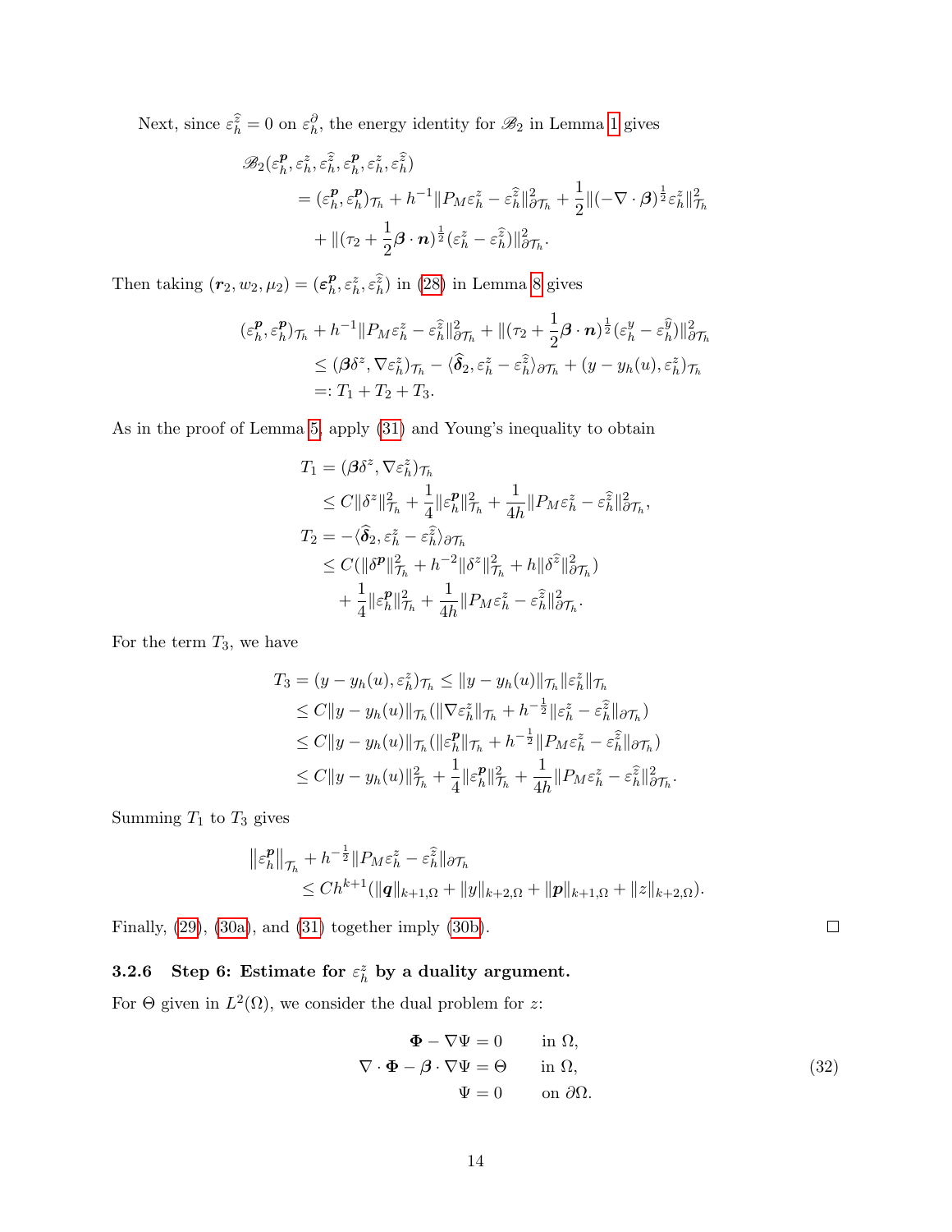Next, since $\varepsilon_h^{\widehat{z}} = 0$ on $\varepsilon_h^\partial$, the energy identity for $\mathscr{B}_2$ in Lemma 1 gives

$$
\begin{aligned}
&\mathscr{B}_2(\varepsilon_h^{\boldsymbol{p}}, \varepsilon_h^z, \varepsilon_h^{\widehat{z}}, \varepsilon_h^{\boldsymbol{p}}, \varepsilon_h^z, \varepsilon_h^{\widehat{z}}) \\
&\quad = (\varepsilon_h^{\boldsymbol{p}}, \varepsilon_h^{\boldsymbol{p}})_{\mathcal{T}_h} + h^{-1}\|P_M \varepsilon_h^z - \varepsilon_h^{\widehat{z}}\|_{\partial\mathcal{T}_h}^2 + \frac{1}{2}\|(-\nabla\cdot\boldsymbol{\beta})^{\frac{1}{2}}\varepsilon_h^z\|_{\mathcal{T}_h}^2 \\
&\qquad + \|(\tau_2 + \frac{1}{2}\boldsymbol{\beta}\cdot\boldsymbol{n})^{\frac{1}{2}}(\varepsilon_h^z - \varepsilon_h^{\widehat{z}})\|_{\partial\mathcal{T}_h}^2.
\end{aligned}
$$

Then taking $(\boldsymbol{r}_2, w_2, \mu_2) = (\boldsymbol{\varepsilon}_h^{\boldsymbol{p}}, \varepsilon_h^z, \varepsilon_h^{\widehat{z}})$ in (28) in Lemma 8 gives

$$
\begin{aligned}
(\varepsilon_h^{\boldsymbol{p}}, \varepsilon_h^{\boldsymbol{p}})_{\mathcal{T}_h} + h^{-1}\|P_M \varepsilon_h^z - \varepsilon_h^{\widehat{z}}\|_{\partial\mathcal{T}_h}^2 + \|(\tau_2 + \frac{1}{2}\boldsymbol{\beta}\cdot\boldsymbol{n})^{\frac{1}{2}}(\varepsilon_h^y - \varepsilon_h^{\widehat{y}})\|_{\partial\mathcal{T}_h}^2 \\
\le (\boldsymbol{\beta}\delta^z, \nabla\varepsilon_h^z)_{\mathcal{T}_h} - \langle \widehat{\boldsymbol{\delta}}_2, \varepsilon_h^z - \varepsilon_h^{\widehat{z}}\rangle_{\partial\mathcal{T}_h} + (y - y_h(u), \varepsilon_h^z)_{\mathcal{T}_h} \\
=: T_1 + T_2 + T_3.
\end{aligned}
$$

As in the proof of Lemma 5, apply (31) and Young's inequality to obtain

$$
\begin{aligned}
T_1 &= (\boldsymbol{\beta}\delta^z, \nabla\varepsilon_h^z)_{\mathcal{T}_h} \\
&\le C\|\delta^z\|_{\mathcal{T}_h}^2 + \frac{1}{4}\|\varepsilon_h^{\boldsymbol{p}}\|_{\mathcal{T}_h}^2 + \frac{1}{4h}\|P_M\varepsilon_h^z - \varepsilon_h^{\widehat{z}}\|_{\partial\mathcal{T}_h}^2, \\
T_2 &= -\langle \widehat{\boldsymbol{\delta}}_2, \varepsilon_h^z - \varepsilon_h^{\widehat{z}}\rangle_{\partial\mathcal{T}_h} \\
&\le C(\|\delta^{\boldsymbol{p}}\|_{\mathcal{T}_h}^2 + h^{-2}\|\delta^z\|_{\mathcal{T}_h}^2 + h\|\delta^{\widehat{z}}\|_{\partial\mathcal{T}_h}^2) \\
&\quad + \frac{1}{4}\|\varepsilon_h^{\boldsymbol{p}}\|_{\mathcal{T}_h}^2 + \frac{1}{4h}\|P_M\varepsilon_h^z - \varepsilon_h^{\widehat{z}}\|_{\partial\mathcal{T}_h}^2.
\end{aligned}
$$

For the term $T_3$, we have

$$
\begin{aligned}
T_3 &= (y - y_h(u), \varepsilon_h^z)_{\mathcal{T}_h} \le \|y - y_h(u)\|_{\mathcal{T}_h}\|\varepsilon_h^z\|_{\mathcal{T}_h} \\
&\le C\|y - y_h(u)\|_{\mathcal{T}_h}(\|\nabla\varepsilon_h^z\|_{\mathcal{T}_h} + h^{-\frac{1}{2}}\|\varepsilon_h^z - \varepsilon_h^{\widehat{z}}\|_{\partial\mathcal{T}_h}) \\
&\le C\|y - y_h(u)\|_{\mathcal{T}_h}(\|\varepsilon_h^{\boldsymbol{p}}\|_{\mathcal{T}_h} + h^{-\frac{1}{2}}\|P_M\varepsilon_h^z - \varepsilon_h^{\widehat{z}}\|_{\partial\mathcal{T}_h}) \\
&\le C\|y - y_h(u)\|_{\mathcal{T}_h}^2 + \frac{1}{4}\|\varepsilon_h^{\boldsymbol{p}}\|_{\mathcal{T}_h}^2 + \frac{1}{4h}\|P_M\varepsilon_h^z - \varepsilon_h^{\widehat{z}}\|_{\partial\mathcal{T}_h}^2.
\end{aligned}
$$

Summing $T_1$ to $T_3$ gives

$$
\begin{aligned}
\left\|\varepsilon_h^{\boldsymbol{p}}\right\|_{\mathcal{T}_h} &+ h^{-\frac{1}{2}}\|P_M\varepsilon_h^z - \varepsilon_h^{\widehat{z}}\|_{\partial\mathcal{T}_h} \\
&\le Ch^{k+1}(\|\boldsymbol{q}\|_{k+1,\Omega} + \|y\|_{k+2,\Omega} + \|\boldsymbol{p}\|_{k+1,\Omega} + \|z\|_{k+2,\Omega}).
\end{aligned}
$$

Finally, (29), (30a), and (31) together imply (30b). $\square$

#### 3.2.6 Step 6: Estimate for $\varepsilon_h^z$ by a duality argument.

For $\Theta$ given in $L^2(\Omega)$, we consider the dual problem for $z$:

$$
\begin{aligned}
\boldsymbol{\Phi} - \nabla\Psi &= 0 \qquad \text{in } \Omega, \\
\nabla\cdot\boldsymbol{\Phi} - \boldsymbol{\beta}\cdot\nabla\Psi &= \Theta \qquad \text{in } \Omega, \\
\Psi &= 0 \qquad \text{on } \partial\Omega.
\end{aligned}
\tag{32}
$$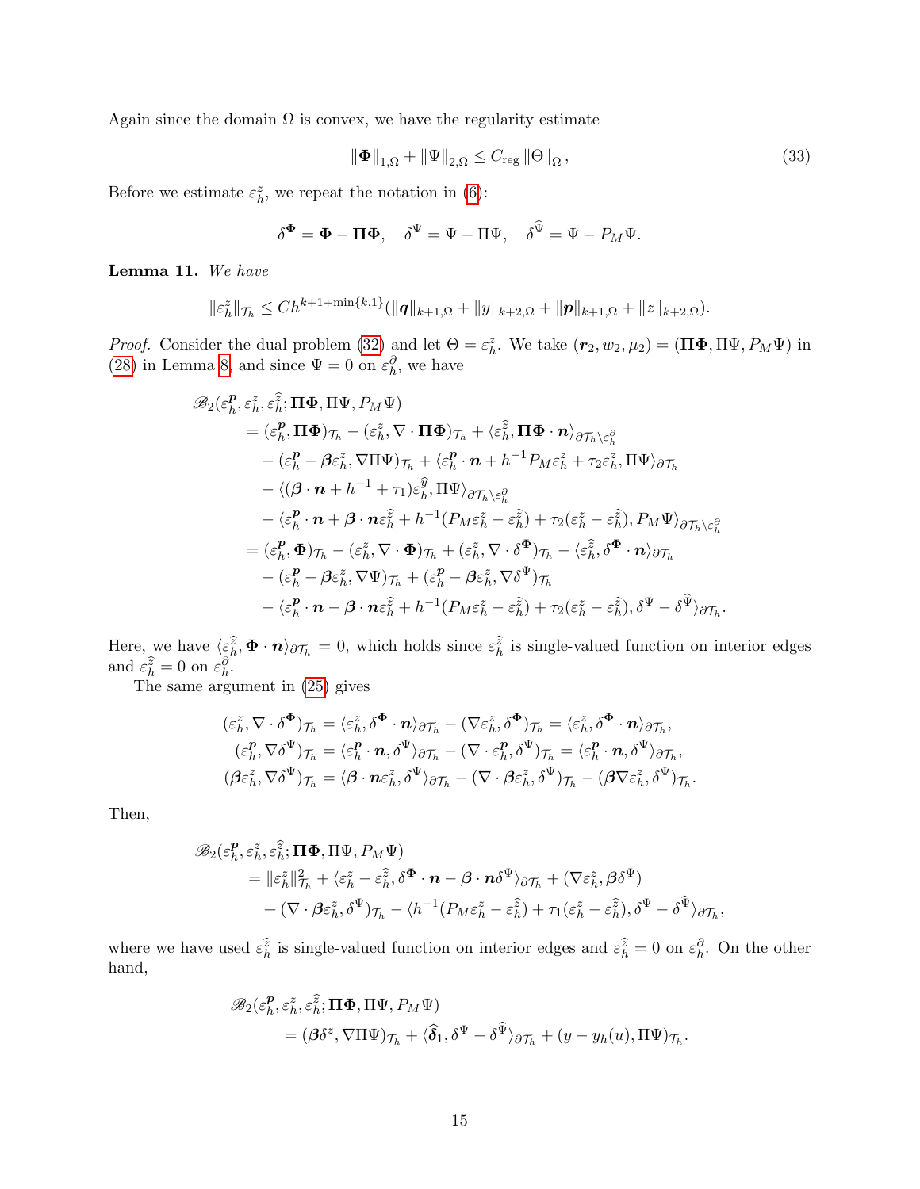Again since the domain $\Omega$ is convex, we have the regularity estimate

$$\|\boldsymbol{\Phi}\|_{1,\Omega} + \|\Psi\|_{2,\Omega} \le C_{\rm reg}\,\|\Theta\|_{\Omega}, \tag{33}$$

Before we estimate $\varepsilon_h^z$, we repeat the notation in (6):

$$\delta^{\boldsymbol{\Phi}} = \boldsymbol{\Phi} - \boldsymbol{\Pi}\boldsymbol{\Phi}, \quad \delta^{\Psi} = \Psi - \Pi\Psi, \quad \delta^{\widehat{\Psi}} = \Psi - P_M\Psi.$$

**Lemma 11.** *We have*

$$\|\varepsilon_h^z\|_{\mathcal{T}_h} \le Ch^{k+1+\min\{k,1\}}(\|\boldsymbol{q}\|_{k+1,\Omega} + \|y\|_{k+2,\Omega} + \|\boldsymbol{p}\|_{k+1,\Omega} + \|z\|_{k+2,\Omega}).$$

*Proof.* Consider the dual problem (32) and let $\Theta = \varepsilon_h^z$. We take $(\boldsymbol{r}_2, w_2, \mu_2) = (\boldsymbol{\Pi}\boldsymbol{\Phi}, \Pi\Psi, P_M\Psi)$ in (28) in Lemma 8, and since $\Psi = 0$ on $\varepsilon_h^\partial$, we have

$$\begin{aligned}
&\mathscr{B}_2(\varepsilon_h^{\boldsymbol{p}}, \varepsilon_h^z, \varepsilon_h^{\widehat{z}}; \boldsymbol{\Pi}\boldsymbol{\Phi}, \Pi\Psi, P_M\Psi)\\
&\quad= (\varepsilon_h^{\boldsymbol{p}}, \boldsymbol{\Pi}\boldsymbol{\Phi})_{\mathcal{T}_h} - (\varepsilon_h^z, \nabla\cdot\boldsymbol{\Pi}\boldsymbol{\Phi})_{\mathcal{T}_h} + \langle \varepsilon_h^{\widehat{z}}, \boldsymbol{\Pi}\boldsymbol{\Phi}\cdot\boldsymbol{n}\rangle_{\partial\mathcal{T}_h\backslash\varepsilon_h^\partial}\\
&\qquad - (\varepsilon_h^{\boldsymbol{p}} - \boldsymbol{\beta}\varepsilon_h^z, \nabla\Pi\Psi)_{\mathcal{T}_h} + \langle \varepsilon_h^{\boldsymbol{p}}\cdot\boldsymbol{n} + h^{-1}P_M\varepsilon_h^z + \tau_2\varepsilon_h^z, \Pi\Psi\rangle_{\partial\mathcal{T}_h}\\
&\qquad - \langle(\boldsymbol{\beta}\cdot\boldsymbol{n} + h^{-1} + \tau_1)\varepsilon_h^{\widehat{y}}, \Pi\Psi\rangle_{\partial\mathcal{T}_h\backslash\varepsilon_h^\partial}\\
&\qquad - \langle \varepsilon_h^{\boldsymbol{p}}\cdot\boldsymbol{n} + \boldsymbol{\beta}\cdot\boldsymbol{n}\varepsilon_h^{\widehat{z}} + h^{-1}(P_M\varepsilon_h^z - \varepsilon_h^{\widehat{z}}) + \tau_2(\varepsilon_h^z - \varepsilon_h^{\widehat{z}}), P_M\Psi\rangle_{\partial\mathcal{T}_h\backslash\varepsilon_h^\partial}\\
&\quad= (\varepsilon_h^{\boldsymbol{p}}, \boldsymbol{\Phi})_{\mathcal{T}_h} - (\varepsilon_h^z, \nabla\cdot\boldsymbol{\Phi})_{\mathcal{T}_h} + (\varepsilon_h^z, \nabla\cdot\delta^{\boldsymbol{\Phi}})_{\mathcal{T}_h} - \langle \varepsilon_h^{\widehat{z}}, \delta^{\boldsymbol{\Phi}}\cdot\boldsymbol{n}\rangle_{\partial\mathcal{T}_h}\\
&\qquad - (\varepsilon_h^{\boldsymbol{p}} - \boldsymbol{\beta}\varepsilon_h^z, \nabla\Psi)_{\mathcal{T}_h} + (\varepsilon_h^{\boldsymbol{p}} - \boldsymbol{\beta}\varepsilon_h^z, \nabla\delta^\Psi)_{\mathcal{T}_h}\\
&\qquad - \langle \varepsilon_h^{\boldsymbol{p}}\cdot\boldsymbol{n} - \boldsymbol{\beta}\cdot\boldsymbol{n}\varepsilon_h^{\widehat{z}} + h^{-1}(P_M\varepsilon_h^z - \varepsilon_h^{\widehat{z}}) + \tau_2(\varepsilon_h^z - \varepsilon_h^{\widehat{z}}), \delta^\Psi - \delta^{\widehat{\Psi}}\rangle_{\partial\mathcal{T}_h}.
\end{aligned}$$

Here, we have $\langle \varepsilon_h^{\widehat{z}}, \boldsymbol{\Phi}\cdot\boldsymbol{n}\rangle_{\partial\mathcal{T}_h} = 0$, which holds since $\varepsilon_h^{\widehat{z}}$ is single-valued function on interior edges and $\varepsilon_h^{\widehat{z}} = 0$ on $\varepsilon_h^\partial$.

The same argument in (25) gives

$$\begin{aligned}
(\varepsilon_h^z, \nabla\cdot\delta^{\boldsymbol{\Phi}})_{\mathcal{T}_h} &= \langle \varepsilon_h^z, \delta^{\boldsymbol{\Phi}}\cdot\boldsymbol{n}\rangle_{\partial\mathcal{T}_h} - (\nabla\varepsilon_h^z, \delta^{\boldsymbol{\Phi}})_{\mathcal{T}_h} = \langle \varepsilon_h^z, \delta^{\boldsymbol{\Phi}}\cdot\boldsymbol{n}\rangle_{\partial\mathcal{T}_h},\\
(\varepsilon_h^{\boldsymbol{p}}, \nabla\delta^\Psi)_{\mathcal{T}_h} &= \langle \varepsilon_h^{\boldsymbol{p}}\cdot\boldsymbol{n}, \delta^\Psi\rangle_{\partial\mathcal{T}_h} - (\nabla\cdot\varepsilon_h^{\boldsymbol{p}}, \delta^\Psi)_{\mathcal{T}_h} = \langle \varepsilon_h^{\boldsymbol{p}}\cdot\boldsymbol{n}, \delta^\Psi\rangle_{\partial\mathcal{T}_h},\\
(\boldsymbol{\beta}\varepsilon_h^z, \nabla\delta^\Psi)_{\mathcal{T}_h} &= \langle \boldsymbol{\beta}\cdot\boldsymbol{n}\varepsilon_h^z, \delta^\Psi\rangle_{\partial\mathcal{T}_h} - (\nabla\cdot\boldsymbol{\beta}\varepsilon_h^z, \delta^\Psi)_{\mathcal{T}_h} - (\boldsymbol{\beta}\nabla\varepsilon_h^z, \delta^\Psi)_{\mathcal{T}_h}.
\end{aligned}$$

Then,

$$\begin{aligned}
&\mathscr{B}_2(\varepsilon_h^{\boldsymbol{p}}, \varepsilon_h^z, \varepsilon_h^{\widehat{z}}; \boldsymbol{\Pi}\boldsymbol{\Phi}, \Pi\Psi, P_M\Psi)\\
&\quad= \|\varepsilon_h^z\|_{\mathcal{T}_h}^2 + \langle \varepsilon_h^z - \varepsilon_h^{\widehat{z}}, \delta^{\boldsymbol{\Phi}}\cdot\boldsymbol{n} - \boldsymbol{\beta}\cdot\boldsymbol{n}\delta^\Psi\rangle_{\partial\mathcal{T}_h} + (\nabla\varepsilon_h^z, \boldsymbol{\beta}\delta^\Psi)\\
&\qquad + (\nabla\cdot\boldsymbol{\beta}\varepsilon_h^z, \delta^\Psi)_{\mathcal{T}_h} - \langle h^{-1}(P_M\varepsilon_h^z - \varepsilon_h^{\widehat{z}}) + \tau_1(\varepsilon_h^z - \varepsilon_h^{\widehat{z}}), \delta^\Psi - \delta^{\widehat{\Psi}}\rangle_{\partial\mathcal{T}_h},
\end{aligned}$$

where we have used $\varepsilon_h^{\widehat{z}}$ is single-valued function on interior edges and $\varepsilon_h^{\widehat{z}} = 0$ on $\varepsilon_h^\partial$. On the other hand,

$$\begin{aligned}
&\mathscr{B}_2(\varepsilon_h^{\boldsymbol{p}}, \varepsilon_h^z, \varepsilon_h^{\widehat{z}}; \boldsymbol{\Pi}\boldsymbol{\Phi}, \Pi\Psi, P_M\Psi)\\
&\quad= (\boldsymbol{\beta}\delta^z, \nabla\Pi\Psi)_{\mathcal{T}_h} + \langle \widehat{\boldsymbol{\delta}}_1, \delta^\Psi - \delta^{\widehat{\Psi}}\rangle_{\partial\mathcal{T}_h} + (y - y_h(u), \Pi\Psi)_{\mathcal{T}_h}.
\end{aligned}$$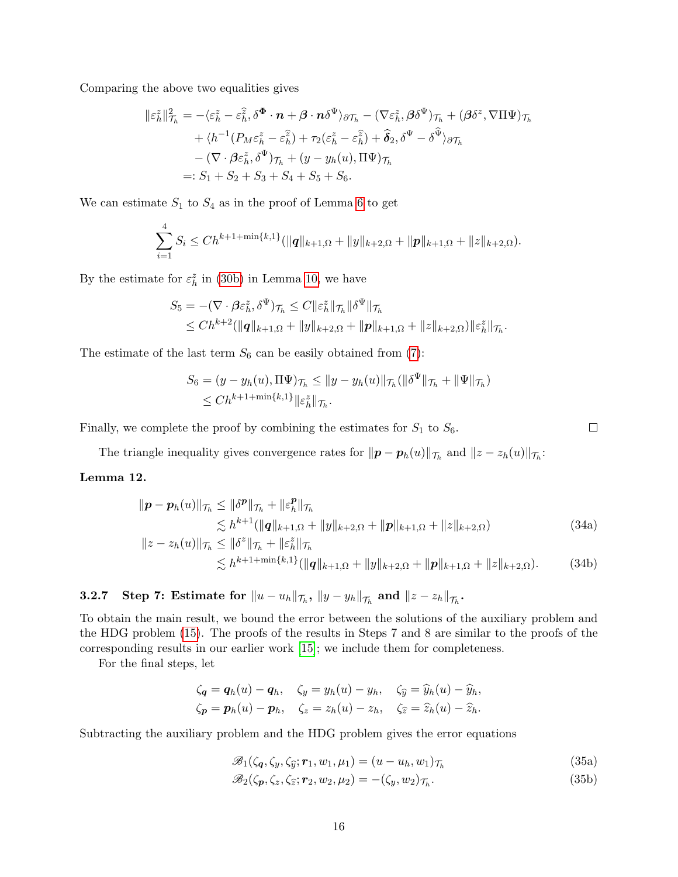Comparing the above two equalities gives

$$
\begin{aligned}
\|\varepsilon_h^z\|_{\mathcal{T}_h}^2 &= -\langle \varepsilon_h^z - \varepsilon_h^{\widehat{z}}, \delta^{\boldsymbol{\Phi}} \cdot \boldsymbol{n} + \boldsymbol{\beta} \cdot \boldsymbol{n} \delta^{\Psi} \rangle_{\partial \mathcal{T}_h} - (\nabla \varepsilon_h^z, \boldsymbol{\beta} \delta^{\Psi})_{\mathcal{T}_h} + (\boldsymbol{\beta} \delta^z, \nabla \Pi \Psi)_{\mathcal{T}_h} \\
&\quad + \langle h^{-1}(P_M \varepsilon_h^z - \varepsilon_h^{\widehat{z}}) + \tau_2(\varepsilon_h^z - \varepsilon_h^{\widehat{z}}) + \widehat{\boldsymbol{\delta}}_2, \delta^{\Psi} - \delta^{\widehat{\Psi}} \rangle_{\partial \mathcal{T}_h} \\
&\quad - (\nabla \cdot \boldsymbol{\beta} \varepsilon_h^z, \delta^{\Psi})_{\mathcal{T}_h} + (y - y_h(u), \Pi \Psi)_{\mathcal{T}_h} \\
&=: S_1 + S_2 + S_3 + S_4 + S_5 + S_6.
\end{aligned}
$$

We can estimate $S_1$ to $S_4$ as in the proof of Lemma 6 to get

$$
\sum_{i=1}^{4} S_i \leq C h^{k+1+\min\{k,1\}} (\|\boldsymbol{q}\|_{k+1,\Omega} + \|y\|_{k+2,\Omega} + \|\boldsymbol{p}\|_{k+1,\Omega} + \|z\|_{k+2,\Omega}).
$$

By the estimate for $\varepsilon_h^z$ in (30b) in Lemma 10, we have

$$
\begin{aligned}
S_5 = -(\nabla \cdot \boldsymbol{\beta} \varepsilon_h^z, \delta^{\Psi})_{\mathcal{T}_h} &\leq C \|\varepsilon_h^z\|_{\mathcal{T}_h} \|\delta^{\Psi}\|_{\mathcal{T}_h} \\
&\leq C h^{k+2} (\|\boldsymbol{q}\|_{k+1,\Omega} + \|y\|_{k+2,\Omega} + \|\boldsymbol{p}\|_{k+1,\Omega} + \|z\|_{k+2,\Omega}) \|\varepsilon_h^z\|_{\mathcal{T}_h}.
\end{aligned}
$$

The estimate of the last term $S_6$ can be easily obtained from (7):

$$
\begin{aligned}
S_6 = (y - y_h(u), \Pi \Psi)_{\mathcal{T}_h} &\leq \|y - y_h(u)\|_{\mathcal{T}_h} (\|\delta^{\Psi}\|_{\mathcal{T}_h} + \|\Psi\|_{\mathcal{T}_h}) \\
&\leq C h^{k+1+\min\{k,1\}} \|\varepsilon_h^z\|_{\mathcal{T}_h}.
\end{aligned}
$$

Finally, we complete the proof by combining the estimates for $S_1$ to $S_6$. $\square$

The triangle inequality gives convergence rates for $\|\boldsymbol{p} - \boldsymbol{p}_h(u)\|_{\mathcal{T}_h}$ and $\|z - z_h(u)\|_{\mathcal{T}_h}$:

**Lemma 12.**

$$
\begin{aligned}
\|\boldsymbol{p} - \boldsymbol{p}_h(u)\|_{\mathcal{T}_h} &\leq \|\delta^{\boldsymbol{p}}\|_{\mathcal{T}_h} + \|\varepsilon_h^{\boldsymbol{p}}\|_{\mathcal{T}_h} \\
&\lesssim h^{k+1} (\|\boldsymbol{q}\|_{k+1,\Omega} + \|y\|_{k+2,\Omega} + \|\boldsymbol{p}\|_{k+1,\Omega} + \|z\|_{k+2,\Omega}) \qquad (34a) \\
\|z - z_h(u)\|_{\mathcal{T}_h} &\leq \|\delta^z\|_{\mathcal{T}_h} + \|\varepsilon_h^z\|_{\mathcal{T}_h} \\
&\lesssim h^{k+1+\min\{k,1\}} (\|\boldsymbol{q}\|_{k+1,\Omega} + \|y\|_{k+2,\Omega} + \|\boldsymbol{p}\|_{k+1,\Omega} + \|z\|_{k+2,\Omega}). \qquad (34b)
\end{aligned}
$$

#### 3.2.7 Step 7: Estimate for $\|u - u_h\|_{\mathcal{T}_h}$, $\|y - y_h\|_{\mathcal{T}_h}$ and $\|z - z_h\|_{\mathcal{T}_h}$.

To obtain the main result, we bound the error between the solutions of the auxiliary problem and the HDG problem (15). The proofs of the results in Steps 7 and 8 are similar to the proofs of the corresponding results in our earlier work [15]; we include them for completeness.

For the final steps, let

$$
\begin{aligned}
\zeta_{\boldsymbol{q}} &= \boldsymbol{q}_h(u) - \boldsymbol{q}_h, \quad \zeta_y = y_h(u) - y_h, \quad \zeta_{\widehat{y}} = \widehat{y}_h(u) - \widehat{y}_h, \\
\zeta_{\boldsymbol{p}} &= \boldsymbol{p}_h(u) - \boldsymbol{p}_h, \quad \zeta_z = z_h(u) - z_h, \quad \zeta_{\widehat{z}} = \widehat{z}_h(u) - \widehat{z}_h.
\end{aligned}
$$

Subtracting the auxiliary problem and the HDG problem gives the error equations

$$
\mathscr{B}_1(\zeta_{\boldsymbol{q}}, \zeta_y, \zeta_{\widehat{y}}; \boldsymbol{r}_1, w_1, \mu_1) = (u - u_h, w_1)_{\mathcal{T}_h} \qquad (35a)
$$

$$
\mathscr{B}_2(\zeta_{\boldsymbol{p}}, \zeta_z, \zeta_{\widehat{z}}; \boldsymbol{r}_2, w_2, \mu_2) = -(\zeta_y, w_2)_{\mathcal{T}_h}. \qquad (35b)
$$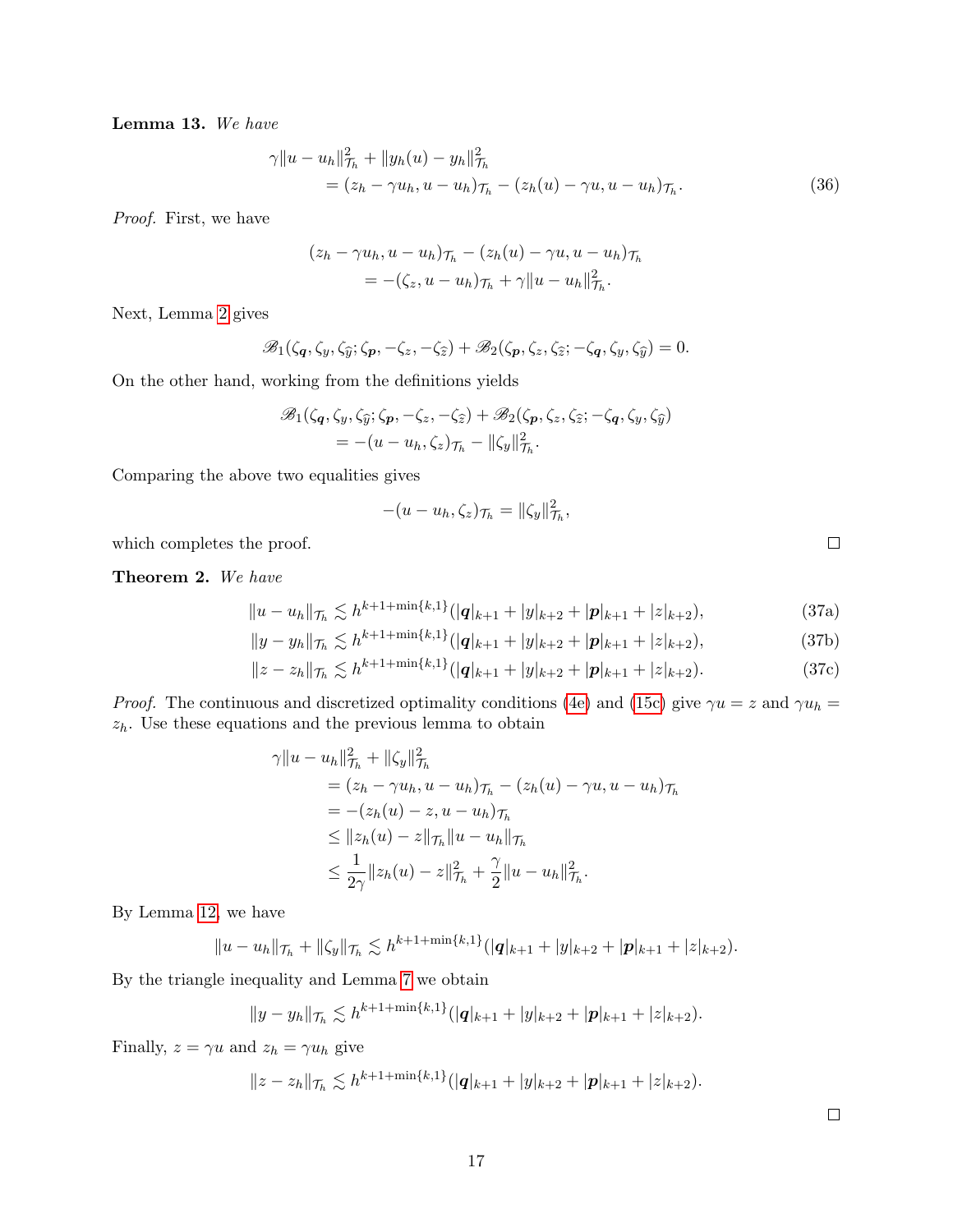**Lemma 13.** *We have*

$$
\begin{aligned}
\gamma\|u-u_h\|_{\mathcal{T}_h}^2 &+ \|y_h(u)-y_h\|_{\mathcal{T}_h}^2 \\
&= (z_h-\gamma u_h, u-u_h)_{\mathcal{T}_h} - (z_h(u)-\gamma u, u-u_h)_{\mathcal{T}_h}.
\end{aligned} \tag{36}
$$

*Proof.* First, we have

$$
\begin{aligned}
(z_h-\gamma u_h, u-u_h)_{\mathcal{T}_h} &- (z_h(u)-\gamma u, u-u_h)_{\mathcal{T}_h} \\
&= -(\zeta_z, u-u_h)_{\mathcal{T}_h} + \gamma\|u-u_h\|_{\mathcal{T}_h}^2.
\end{aligned}
$$

Next, Lemma 2 gives

$$
\mathscr{B}_1(\zeta_{\boldsymbol{q}}, \zeta_y, \zeta_{\widehat{y}}; \zeta_{\boldsymbol{p}}, -\zeta_z, -\zeta_{\widehat{z}}) + \mathscr{B}_2(\zeta_{\boldsymbol{p}}, \zeta_z, \zeta_{\widehat{z}}; -\zeta_{\boldsymbol{q}}, \zeta_y, \zeta_{\widehat{y}}) = 0.
$$

On the other hand, working from the definitions yields

$$
\begin{aligned}
\mathscr{B}_1(\zeta_{\boldsymbol{q}}, \zeta_y, \zeta_{\widehat{y}}; \zeta_{\boldsymbol{p}}, -\zeta_z, -\zeta_{\widehat{z}}) &+ \mathscr{B}_2(\zeta_{\boldsymbol{p}}, \zeta_z, \zeta_{\widehat{z}}; -\zeta_{\boldsymbol{q}}, \zeta_y, \zeta_{\widehat{y}}) \\
&= -(u-u_h, \zeta_z)_{\mathcal{T}_h} - \|\zeta_y\|_{\mathcal{T}_h}^2.
\end{aligned}
$$

Comparing the above two equalities gives

$$
-(u-u_h, \zeta_z)_{\mathcal{T}_h} = \|\zeta_y\|_{\mathcal{T}_h}^2,
$$

which completes the proof. $\square$

**Theorem 2.** *We have*

$$
\|u-u_h\|_{\mathcal{T}_h} \lesssim h^{k+1+\min\{k,1\}}(|\boldsymbol{q}|_{k+1} + |y|_{k+2} + |\boldsymbol{p}|_{k+1} + |z|_{k+2}), \tag{37a}
$$

$$
\|y-y_h\|_{\mathcal{T}_h} \lesssim h^{k+1+\min\{k,1\}}(|\boldsymbol{q}|_{k+1} + |y|_{k+2} + |\boldsymbol{p}|_{k+1} + |z|_{k+2}), \tag{37b}
$$

$$
\|z-z_h\|_{\mathcal{T}_h} \lesssim h^{k+1+\min\{k,1\}}(|\boldsymbol{q}|_{k+1} + |y|_{k+2} + |\boldsymbol{p}|_{k+1} + |z|_{k+2}). \tag{37c}
$$

*Proof.* The continuous and discretized optimality conditions (4e) and (15c) give $\gamma u = z$ and $\gamma u_h = z_h$. Use these equations and the previous lemma to obtain

$$
\begin{aligned}
\gamma\|u-u_h\|_{\mathcal{T}_h}^2 &+ \|\zeta_y\|_{\mathcal{T}_h}^2 \\
&= (z_h-\gamma u_h, u-u_h)_{\mathcal{T}_h} - (z_h(u)-\gamma u, u-u_h)_{\mathcal{T}_h} \\
&= -(z_h(u)-z, u-u_h)_{\mathcal{T}_h} \\
&\le \|z_h(u)-z\|_{\mathcal{T}_h}\|u-u_h\|_{\mathcal{T}_h} \\
&\le \frac{1}{2\gamma}\|z_h(u)-z\|_{\mathcal{T}_h}^2 + \frac{\gamma}{2}\|u-u_h\|_{\mathcal{T}_h}^2.
\end{aligned}
$$

By Lemma 12, we have

$$
\|u-u_h\|_{\mathcal{T}_h} + \|\zeta_y\|_{\mathcal{T}_h} \lesssim h^{k+1+\min\{k,1\}}(|\boldsymbol{q}|_{k+1} + |y|_{k+2} + |\boldsymbol{p}|_{k+1} + |z|_{k+2}).
$$

By the triangle inequality and Lemma 7 we obtain

$$
\|y-y_h\|_{\mathcal{T}_h} \lesssim h^{k+1+\min\{k,1\}}(|\boldsymbol{q}|_{k+1} + |y|_{k+2} + |\boldsymbol{p}|_{k+1} + |z|_{k+2}).
$$

Finally, $z = \gamma u$ and $z_h = \gamma u_h$ give

$$
\|z-z_h\|_{\mathcal{T}_h} \lesssim h^{k+1+\min\{k,1\}}(|\boldsymbol{q}|_{k+1} + |y|_{k+2} + |\boldsymbol{p}|_{k+1} + |z|_{k+2}).
$$

$\square$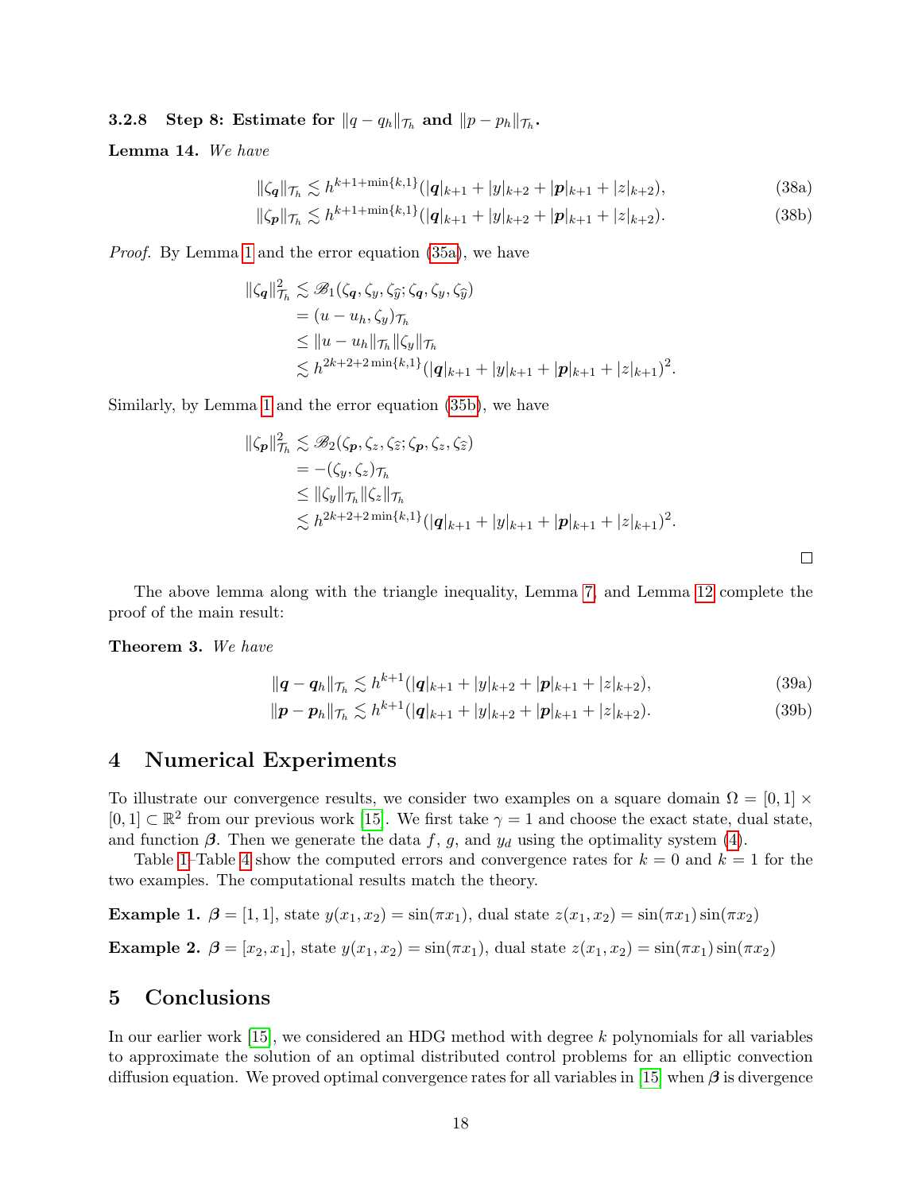#### 3.2.8 Step 8: Estimate for $\|q - q_h\|_{\mathcal{T}_h}$ and $\|p - p_h\|_{\mathcal{T}_h}$.

**Lemma 14.** *We have*

$$\|\zeta_{\boldsymbol{q}}\|_{\mathcal{T}_h} \lesssim h^{k+1+\min\{k,1\}}(|\boldsymbol{q}|_{k+1} + |y|_{k+2} + |\boldsymbol{p}|_{k+1} + |z|_{k+2}), \tag{38a}$$

$$\|\zeta_{\boldsymbol{p}}\|_{\mathcal{T}_h} \lesssim h^{k+1+\min\{k,1\}}(|\boldsymbol{q}|_{k+1} + |y|_{k+2} + |\boldsymbol{p}|_{k+1} + |z|_{k+2}). \tag{38b}$$

*Proof.* By Lemma 1 and the error equation (35a), we have

$$\begin{aligned}
\|\zeta_{\boldsymbol{q}}\|_{\mathcal{T}_h}^2 &\lesssim \mathscr{B}_1(\zeta_{\boldsymbol{q}}, \zeta_y, \zeta_{\widehat{y}}; \zeta_{\boldsymbol{q}}, \zeta_y, \zeta_{\widehat{y}}) \\
&= (u - u_h, \zeta_y)_{\mathcal{T}_h} \\
&\leq \|u - u_h\|_{\mathcal{T}_h} \|\zeta_y\|_{\mathcal{T}_h} \\
&\lesssim h^{2k+2+2\min\{k,1\}}(|\boldsymbol{q}|_{k+1} + |y|_{k+1} + |\boldsymbol{p}|_{k+1} + |z|_{k+1})^2.
\end{aligned}$$

Similarly, by Lemma 1 and the error equation (35b), we have

$$\begin{aligned}
\|\zeta_{\boldsymbol{p}}\|_{\mathcal{T}_h}^2 &\lesssim \mathscr{B}_2(\zeta_{\boldsymbol{p}}, \zeta_z, \zeta_{\widehat{z}}; \zeta_{\boldsymbol{p}}, \zeta_z, \zeta_{\widehat{z}}) \\
&= -(\zeta_y, \zeta_z)_{\mathcal{T}_h} \\
&\leq \|\zeta_y\|_{\mathcal{T}_h} \|\zeta_z\|_{\mathcal{T}_h} \\
&\lesssim h^{2k+2+2\min\{k,1\}}(|\boldsymbol{q}|_{k+1} + |y|_{k+1} + |\boldsymbol{p}|_{k+1} + |z|_{k+1})^2.
\end{aligned}$$

□

The above lemma along with the triangle inequality, Lemma 7, and Lemma 12 complete the proof of the main result:

**Theorem 3.** *We have*

$$\|\boldsymbol{q} - \boldsymbol{q}_h\|_{\mathcal{T}_h} \lesssim h^{k+1}(|\boldsymbol{q}|_{k+1} + |y|_{k+2} + |\boldsymbol{p}|_{k+1} + |z|_{k+2}), \tag{39a}$$

$$\|\boldsymbol{p} - \boldsymbol{p}_h\|_{\mathcal{T}_h} \lesssim h^{k+1}(|\boldsymbol{q}|_{k+1} + |y|_{k+2} + |\boldsymbol{p}|_{k+1} + |z|_{k+2}). \tag{39b}$$

# 4 Numerical Experiments

To illustrate our convergence results, we consider two examples on a square domain $\Omega = [0,1] \times [0,1] \subset \mathbb{R}^2$ from our previous work [15]. We first take $\gamma = 1$ and choose the exact state, dual state, and function $\boldsymbol{\beta}$. Then we generate the data $f$, $g$, and $y_d$ using the optimality system (4).

Table 1–Table 4 show the computed errors and convergence rates for $k = 0$ and $k = 1$ for the two examples. The computational results match the theory.

**Example 1.** $\boldsymbol{\beta} = [1, 1]$, state $y(x_1, x_2) = \sin(\pi x_1)$, dual state $z(x_1, x_2) = \sin(\pi x_1)\sin(\pi x_2)$

**Example 2.** $\boldsymbol{\beta} = [x_2, x_1]$, state $y(x_1, x_2) = \sin(\pi x_1)$, dual state $z(x_1, x_2) = \sin(\pi x_1)\sin(\pi x_2)$

# 5 Conclusions

In our earlier work [15], we considered an HDG method with degree $k$ polynomials for all variables to approximate the solution of an optimal distributed control problems for an elliptic convection diffusion equation. We proved optimal convergence rates for all variables in [15] when $\boldsymbol{\beta}$ is divergence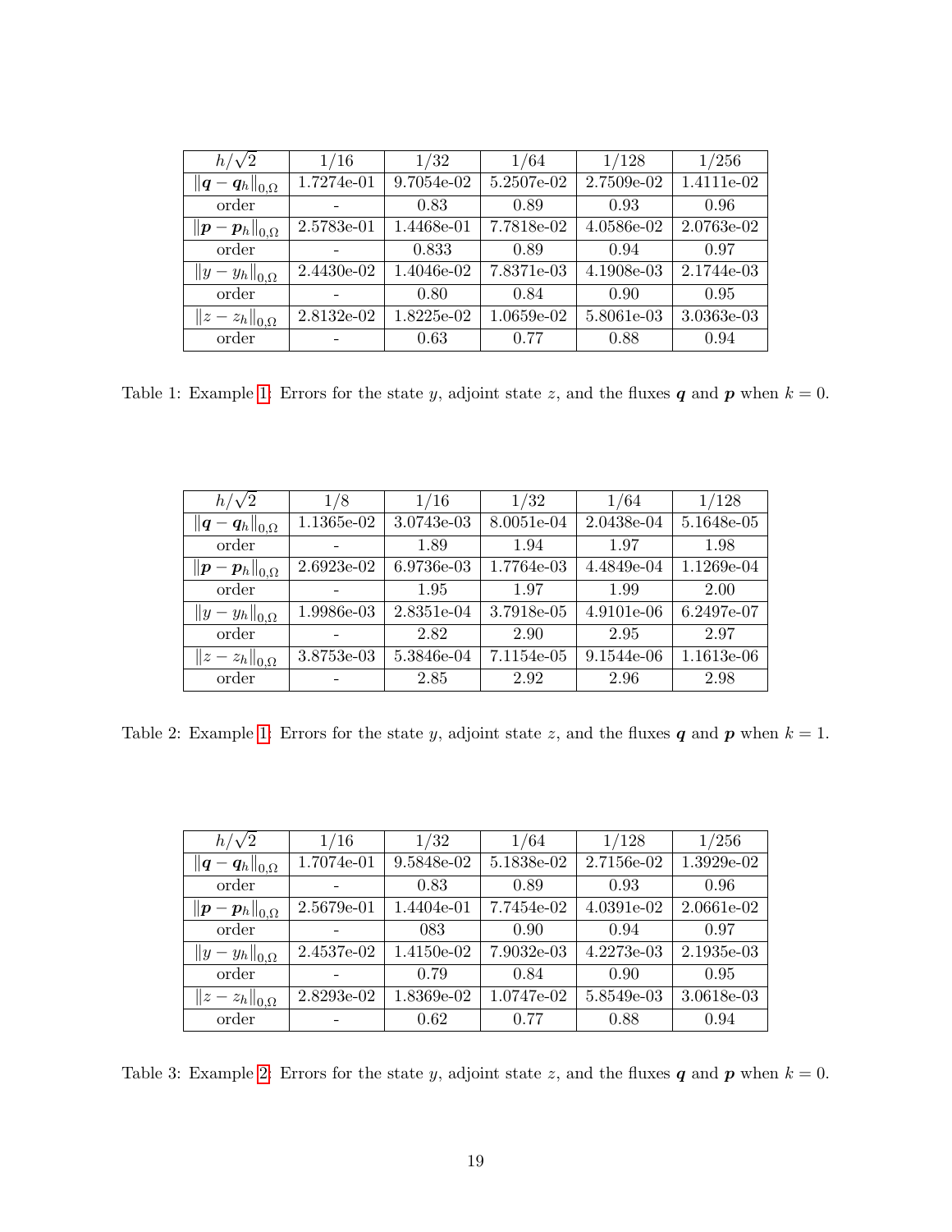| $h/\sqrt{2}$ | 1/16 | 1/32 | 1/64 | 1/128 | 1/256 |
|---|---|---|---|---|---|
| $\|\boldsymbol{q}-\boldsymbol{q}_h\|_{0,\Omega}$ | 1.7274e-01 | 9.7054e-02 | 5.2507e-02 | 2.7509e-02 | 1.4111e-02 |
| order | - | 0.83 | 0.89 | 0.93 | 0.96 |
| $\|\boldsymbol{p}-\boldsymbol{p}_h\|_{0,\Omega}$ | 2.5783e-01 | 1.4468e-01 | 7.7818e-02 | 4.0586e-02 | 2.0763e-02 |
| order | - | 0.833 | 0.89 | 0.94 | 0.97 |
| $\|y-y_h\|_{0,\Omega}$ | 2.4430e-02 | 1.4046e-02 | 7.8371e-03 | 4.1908e-03 | 2.1744e-03 |
| order | - | 0.80 | 0.84 | 0.90 | 0.95 |
| $\|z-z_h\|_{0,\Omega}$ | 2.8132e-02 | 1.8225e-02 | 1.0659e-02 | 5.8061e-03 | 3.0363e-03 |
| order | - | 0.63 | 0.77 | 0.88 | 0.94 |

Table 1: Example 1: Errors for the state $y$, adjoint state $z$, and the fluxes $\boldsymbol{q}$ and $\boldsymbol{p}$ when $k = 0$.

| $h/\sqrt{2}$ | 1/8 | 1/16 | 1/32 | 1/64 | 1/128 |
|---|---|---|---|---|---|
| $\|\boldsymbol{q}-\boldsymbol{q}_h\|_{0,\Omega}$ | 1.1365e-02 | 3.0743e-03 | 8.0051e-04 | 2.0438e-04 | 5.1648e-05 |
| order | - | 1.89 | 1.94 | 1.97 | 1.98 |
| $\|\boldsymbol{p}-\boldsymbol{p}_h\|_{0,\Omega}$ | 2.6923e-02 | 6.9736e-03 | 1.7764e-03 | 4.4849e-04 | 1.1269e-04 |
| order | - | 1.95 | 1.97 | 1.99 | 2.00 |
| $\|y-y_h\|_{0,\Omega}$ | 1.9986e-03 | 2.8351e-04 | 3.7918e-05 | 4.9101e-06 | 6.2497e-07 |
| order | - | 2.82 | 2.90 | 2.95 | 2.97 |
| $\|z-z_h\|_{0,\Omega}$ | 3.8753e-03 | 5.3846e-04 | 7.1154e-05 | 9.1544e-06 | 1.1613e-06 |
| order | - | 2.85 | 2.92 | 2.96 | 2.98 |

Table 2: Example 1: Errors for the state $y$, adjoint state $z$, and the fluxes $\boldsymbol{q}$ and $\boldsymbol{p}$ when $k = 1$.

| $h/\sqrt{2}$ | 1/16 | 1/32 | 1/64 | 1/128 | 1/256 |
|---|---|---|---|---|---|
| $\|\boldsymbol{q}-\boldsymbol{q}_h\|_{0,\Omega}$ | 1.7074e-01 | 9.5848e-02 | 5.1838e-02 | 2.7156e-02 | 1.3929e-02 |
| order | - | 0.83 | 0.89 | 0.93 | 0.96 |
| $\|\boldsymbol{p}-\boldsymbol{p}_h\|_{0,\Omega}$ | 2.5679e-01 | 1.4404e-01 | 7.7454e-02 | 4.0391e-02 | 2.0661e-02 |
| order | - | 083 | 0.90 | 0.94 | 0.97 |
| $\|y-y_h\|_{0,\Omega}$ | 2.4537e-02 | 1.4150e-02 | 7.9032e-03 | 4.2273e-03 | 2.1935e-03 |
| order | - | 0.79 | 0.84 | 0.90 | 0.95 |
| $\|z-z_h\|_{0,\Omega}$ | 2.8293e-02 | 1.8369e-02 | 1.0747e-02 | 5.8549e-03 | 3.0618e-03 |
| order | - | 0.62 | 0.77 | 0.88 | 0.94 |

Table 3: Example 2: Errors for the state $y$, adjoint state $z$, and the fluxes $\boldsymbol{q}$ and $\boldsymbol{p}$ when $k = 0$.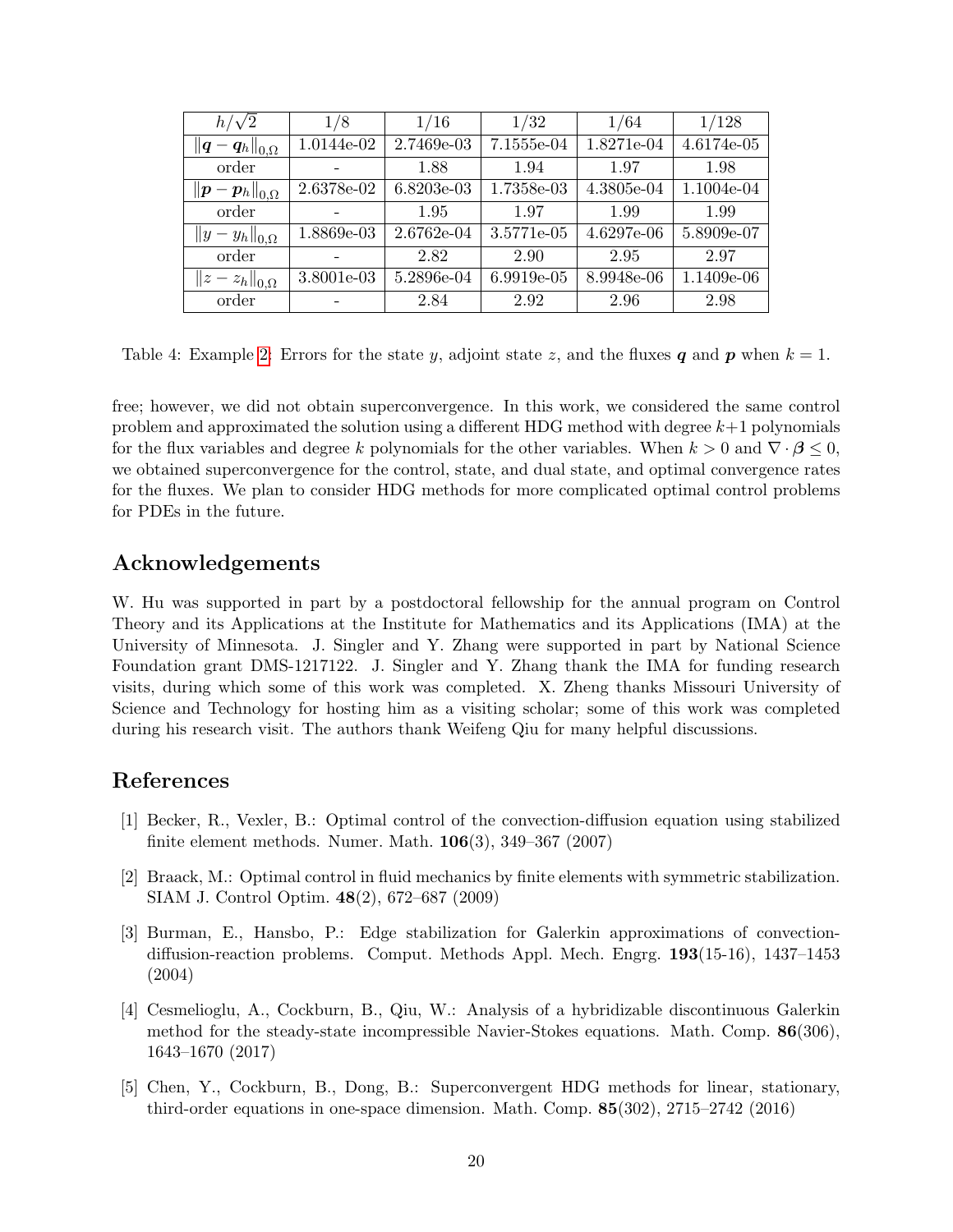| $h/\sqrt{2}$ | 1/8 | 1/16 | 1/32 | 1/64 | 1/128 |
|---|---|---|---|---|---|
| $\|\boldsymbol{q}-\boldsymbol{q}_h\|_{0,\Omega}$ | 1.0144e-02 | 2.7469e-03 | 7.1555e-04 | 1.8271e-04 | 4.6174e-05 |
| order | - | 1.88 | 1.94 | 1.97 | 1.98 |
| $\|\boldsymbol{p}-\boldsymbol{p}_h\|_{0,\Omega}$ | 2.6378e-02 | 6.8203e-03 | 1.7358e-03 | 4.3805e-04 | 1.1004e-04 |
| order | - | 1.95 | 1.97 | 1.99 | 1.99 |
| $\|y-y_h\|_{0,\Omega}$ | 1.8869e-03 | 2.6762e-04 | 3.5771e-05 | 4.6297e-06 | 5.8909e-07 |
| order | - | 2.82 | 2.90 | 2.95 | 2.97 |
| $\|z-z_h\|_{0,\Omega}$ | 3.8001e-03 | 5.2896e-04 | 6.9919e-05 | 8.9948e-06 | 1.1409e-06 |
| order | - | 2.84 | 2.92 | 2.96 | 2.98 |

Table 4: Example 2: Errors for the state $y$, adjoint state $z$, and the fluxes $\boldsymbol{q}$ and $\boldsymbol{p}$ when $k = 1$.

free; however, we did not obtain superconvergence. In this work, we considered the same control problem and approximated the solution using a different HDG method with degree $k+1$ polynomials for the flux variables and degree $k$ polynomials for the other variables. When $k > 0$ and $\nabla \cdot \boldsymbol{\beta} \leq 0$, we obtained superconvergence for the control, state, and dual state, and optimal convergence rates for the fluxes. We plan to consider HDG methods for more complicated optimal control problems for PDEs in the future.

## Acknowledgements

W. Hu was supported in part by a postdoctoral fellowship for the annual program on Control Theory and its Applications at the Institute for Mathematics and its Applications (IMA) at the University of Minnesota. J. Singler and Y. Zhang were supported in part by National Science Foundation grant DMS-1217122. J. Singler and Y. Zhang thank the IMA for funding research visits, during which some of this work was completed. X. Zheng thanks Missouri University of Science and Technology for hosting him as a visiting scholar; some of this work was completed during his research visit. The authors thank Weifeng Qiu for many helpful discussions.

## References

[1] Becker, R., Vexler, B.: Optimal control of the convection-diffusion equation using stabilized finite element methods. Numer. Math. **106**(3), 349–367 (2007)

[2] Braack, M.: Optimal control in fluid mechanics by finite elements with symmetric stabilization. SIAM J. Control Optim. **48**(2), 672–687 (2009)

[3] Burman, E., Hansbo, P.: Edge stabilization for Galerkin approximations of convection-diffusion-reaction problems. Comput. Methods Appl. Mech. Engrg. **193**(15-16), 1437–1453 (2004)

[4] Cesmelioglu, A., Cockburn, B., Qiu, W.: Analysis of a hybridizable discontinuous Galerkin method for the steady-state incompressible Navier-Stokes equations. Math. Comp. **86**(306), 1643–1670 (2017)

[5] Chen, Y., Cockburn, B., Dong, B.: Superconvergent HDG methods for linear, stationary, third-order equations in one-space dimension. Math. Comp. **85**(302), 2715–2742 (2016)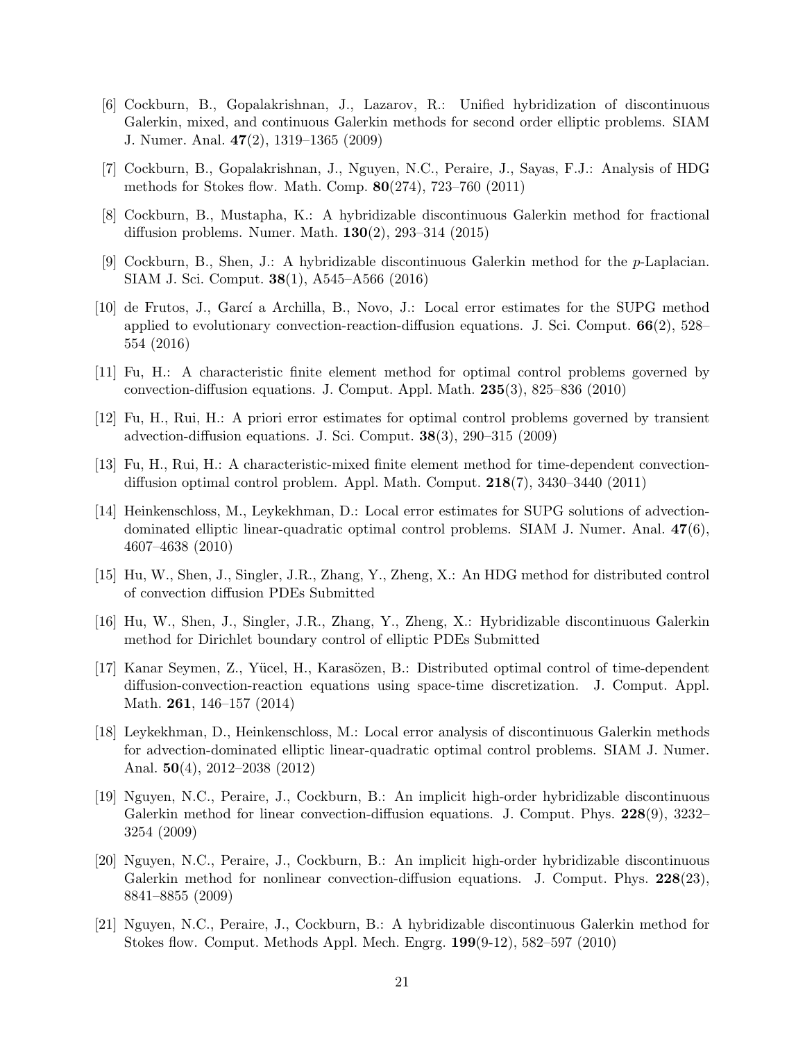[6] Cockburn, B., Gopalakrishnan, J., Lazarov, R.: Unified hybridization of discontinuous Galerkin, mixed, and continuous Galerkin methods for second order elliptic problems. SIAM J. Numer. Anal. **47**(2), 1319–1365 (2009)

[7] Cockburn, B., Gopalakrishnan, J., Nguyen, N.C., Peraire, J., Sayas, F.J.: Analysis of HDG methods for Stokes flow. Math. Comp. **80**(274), 723–760 (2011)

[8] Cockburn, B., Mustapha, K.: A hybridizable discontinuous Galerkin method for fractional diffusion problems. Numer. Math. **130**(2), 293–314 (2015)

[9] Cockburn, B., Shen, J.: A hybridizable discontinuous Galerkin method for the $p$-Laplacian. SIAM J. Sci. Comput. **38**(1), A545–A566 (2016)

[10] de Frutos, J., Garcí a Archilla, B., Novo, J.: Local error estimates for the SUPG method applied to evolutionary convection-reaction-diffusion equations. J. Sci. Comput. **66**(2), 528–554 (2016)

[11] Fu, H.: A characteristic finite element method for optimal control problems governed by convection-diffusion equations. J. Comput. Appl. Math. **235**(3), 825–836 (2010)

[12] Fu, H., Rui, H.: A priori error estimates for optimal control problems governed by transient advection-diffusion equations. J. Sci. Comput. **38**(3), 290–315 (2009)

[13] Fu, H., Rui, H.: A characteristic-mixed finite element method for time-dependent convection-diffusion optimal control problem. Appl. Math. Comput. **218**(7), 3430–3440 (2011)

[14] Heinkenschloss, M., Leykekhman, D.: Local error estimates for SUPG solutions of advection-dominated elliptic linear-quadratic optimal control problems. SIAM J. Numer. Anal. **47**(6), 4607–4638 (2010)

[15] Hu, W., Shen, J., Singler, J.R., Zhang, Y., Zheng, X.: An HDG method for distributed control of convection diffusion PDEs Submitted

[16] Hu, W., Shen, J., Singler, J.R., Zhang, Y., Zheng, X.: Hybridizable discontinuous Galerkin method for Dirichlet boundary control of elliptic PDEs Submitted

[17] Kanar Seymen, Z., Yücel, H., Karasözen, B.: Distributed optimal control of time-dependent diffusion-convection-reaction equations using space-time discretization. J. Comput. Appl. Math. **261**, 146–157 (2014)

[18] Leykekhman, D., Heinkenschloss, M.: Local error analysis of discontinuous Galerkin methods for advection-dominated elliptic linear-quadratic optimal control problems. SIAM J. Numer. Anal. **50**(4), 2012–2038 (2012)

[19] Nguyen, N.C., Peraire, J., Cockburn, B.: An implicit high-order hybridizable discontinuous Galerkin method for linear convection-diffusion equations. J. Comput. Phys. **228**(9), 3232–3254 (2009)

[20] Nguyen, N.C., Peraire, J., Cockburn, B.: An implicit high-order hybridizable discontinuous Galerkin method for nonlinear convection-diffusion equations. J. Comput. Phys. **228**(23), 8841–8855 (2009)

[21] Nguyen, N.C., Peraire, J., Cockburn, B.: A hybridizable discontinuous Galerkin method for Stokes flow. Comput. Methods Appl. Mech. Engrg. **199**(9-12), 582–597 (2010)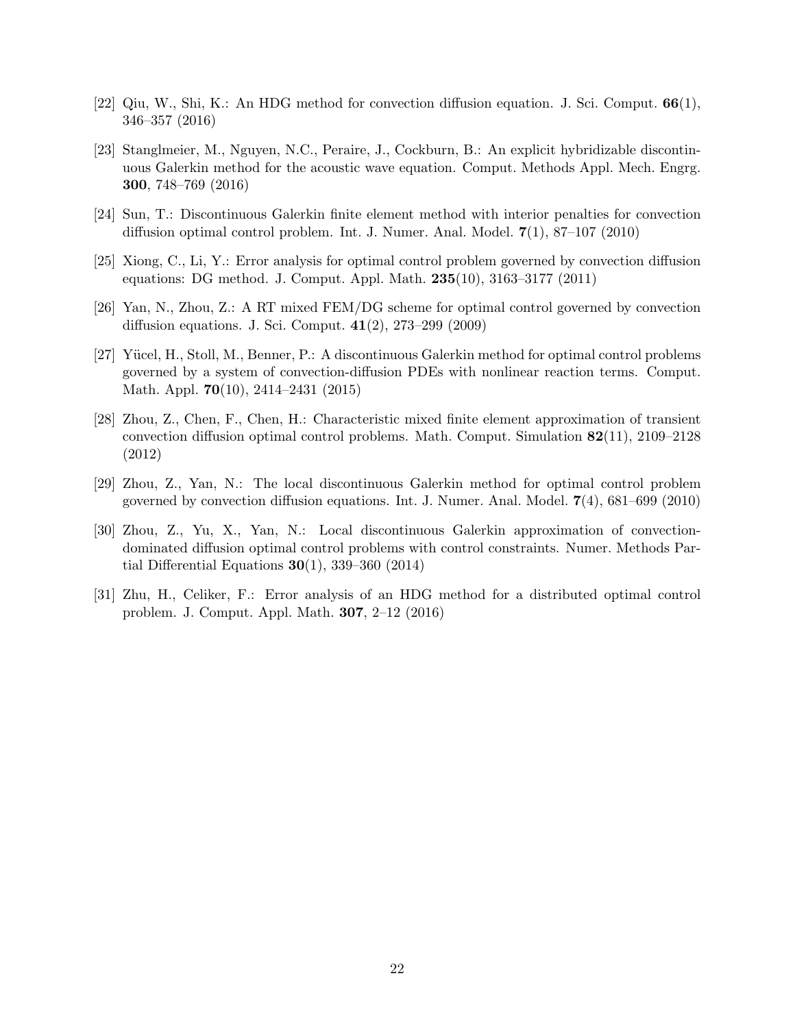[22] Qiu, W., Shi, K.: An HDG method for convection diffusion equation. J. Sci. Comput. **66**(1), 346–357 (2016)

[23] Stanglmeier, M., Nguyen, N.C., Peraire, J., Cockburn, B.: An explicit hybridizable discontinuous Galerkin method for the acoustic wave equation. Comput. Methods Appl. Mech. Engrg. **300**, 748–769 (2016)

[24] Sun, T.: Discontinuous Galerkin finite element method with interior penalties for convection diffusion optimal control problem. Int. J. Numer. Anal. Model. **7**(1), 87–107 (2010)

[25] Xiong, C., Li, Y.: Error analysis for optimal control problem governed by convection diffusion equations: DG method. J. Comput. Appl. Math. **235**(10), 3163–3177 (2011)

[26] Yan, N., Zhou, Z.: A RT mixed FEM/DG scheme for optimal control governed by convection diffusion equations. J. Sci. Comput. **41**(2), 273–299 (2009)

[27] Yücel, H., Stoll, M., Benner, P.: A discontinuous Galerkin method for optimal control problems governed by a system of convection-diffusion PDEs with nonlinear reaction terms. Comput. Math. Appl. **70**(10), 2414–2431 (2015)

[28] Zhou, Z., Chen, F., Chen, H.: Characteristic mixed finite element approximation of transient convection diffusion optimal control problems. Math. Comput. Simulation **82**(11), 2109–2128 (2012)

[29] Zhou, Z., Yan, N.: The local discontinuous Galerkin method for optimal control problem governed by convection diffusion equations. Int. J. Numer. Anal. Model. **7**(4), 681–699 (2010)

[30] Zhou, Z., Yu, X., Yan, N.: Local discontinuous Galerkin approximation of convection-dominated diffusion optimal control problems with control constraints. Numer. Methods Partial Differential Equations **30**(1), 339–360 (2014)

[31] Zhu, H., Celiker, F.: Error analysis of an HDG method for a distributed optimal control problem. J. Comput. Appl. Math. **307**, 2–12 (2016)